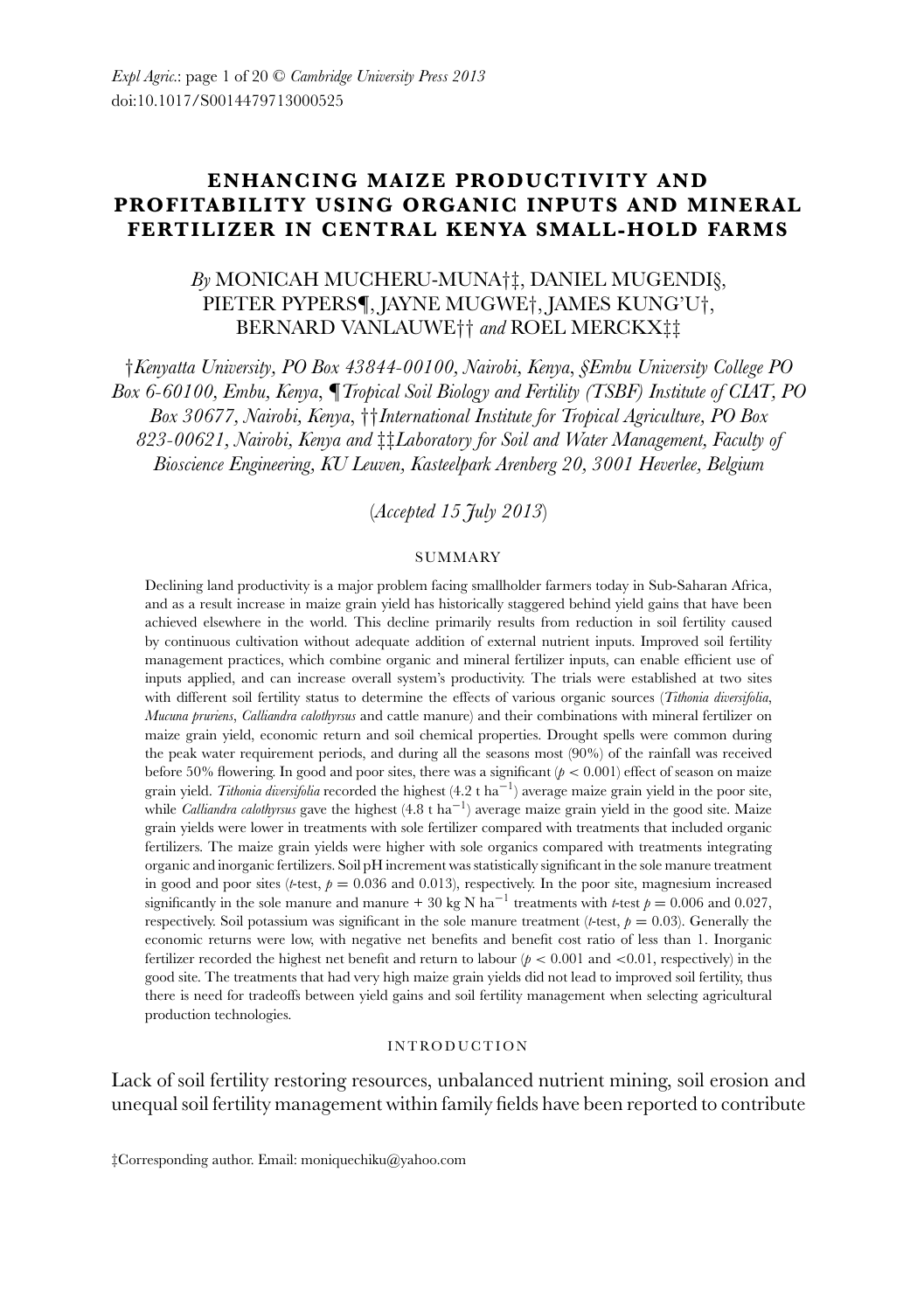# ENHANCING MAIZE PRODUCTIVITY AND PROFITABILITY USING ORGANIC INPUTS AND MINERAL FERTILIZER IN CENTRAL KENYA SMALL-HOLD FARMS

*By* MONICAH MUCHERU-MUNA†‡, DANIEL MUGENDI§, PIETER PYPERS¶, JAYNE MUGWE†, JAMES KUNG'U†, BERNARD VANLAUWE†† *and* ROEL MERCKX‡‡

†*Kenyatta University, PO Box 43844-00100, Nairobi, Kenya*, §*Embu University College PO Box 6-60100, Embu, Kenya*, ¶*Tropical Soil Biology and Fertility (TSBF) Institute of CIAT, PO Box 30677, Nairobi, Kenya*, ††*International Institute for Tropical Agriculture, PO Box 823-00621, Nairobi, Kenya and* ‡‡*Laboratory for Soil and Water Management, Faculty of Bioscience Engineering, KU Leuven, Kasteelpark Arenberg 20, 3001 Heverlee, Belgium*

(*Accepted 15 July 2013*)

## SUMMARY

Declining land productivity is a major problem facing smallholder farmers today in Sub-Saharan Africa, and as a result increase in maize grain yield has historically staggered behind yield gains that have been achieved elsewhere in the world. This decline primarily results from reduction in soil fertility caused by continuous cultivation without adequate addition of external nutrient inputs. Improved soil fertility management practices, which combine organic and mineral fertilizer inputs, can enable efficient use of inputs applied, and can increase overall system's productivity. The trials were established at two sites with different soil fertility status to determine the effects of various organic sources (*Tithonia diversifolia*, *Mucuna pruriens*, *Calliandra calothyrsus* and cattle manure) and their combinations with mineral fertilizer on maize grain yield, economic return and soil chemical properties. Drought spells were common during the peak water requirement periods, and during all the seasons most (90%) of the rainfall was received before 50% flowering. In good and poor sites, there was a significant ($p < 0.001$) effect of season on maize grain yield. *Tithonia diversifolia* recorded the highest (4.2 t ha$^{-1}$) average maize grain yield in the poor site, while *Calliandra calothyrsus* gave the highest (4.8 t ha$^{-1}$) average maize grain yield in the good site. Maize grain yields were lower in treatments with sole fertilizer compared with treatments that included organic fertilizers. The maize grain yields were higher with sole organics compared with treatments integrating organic and inorganic fertilizers. Soil pH increment was statistically significant in the sole manure treatment in good and poor sites (*t*-test, $p = 0.036$ and 0.013), respectively. In the poor site, magnesium increased significantly in the sole manure and manure + 30 kg N ha$^{-1}$ treatments with *t*-test $p = 0.006$ and 0.027, respectively. Soil potassium was significant in the sole manure treatment (*t*-test, $p = 0.03$). Generally the economic returns were low, with negative net benefits and benefit cost ratio of less than 1. Inorganic fertilizer recorded the highest net benefit and return to labour ($p < 0.001$ and $<0.01$, respectively) in the good site. The treatments that had very high maize grain yields did not lead to improved soil fertility, thus there is need for tradeoffs between yield gains and soil fertility management when selecting agricultural production technologies.

## INTRODUCTION

Lack of soil fertility restoring resources, unbalanced nutrient mining, soil erosion and unequal soil fertility management within family fields have been reported to contribute

‡Corresponding author. Email: moniquechiku@yahoo.com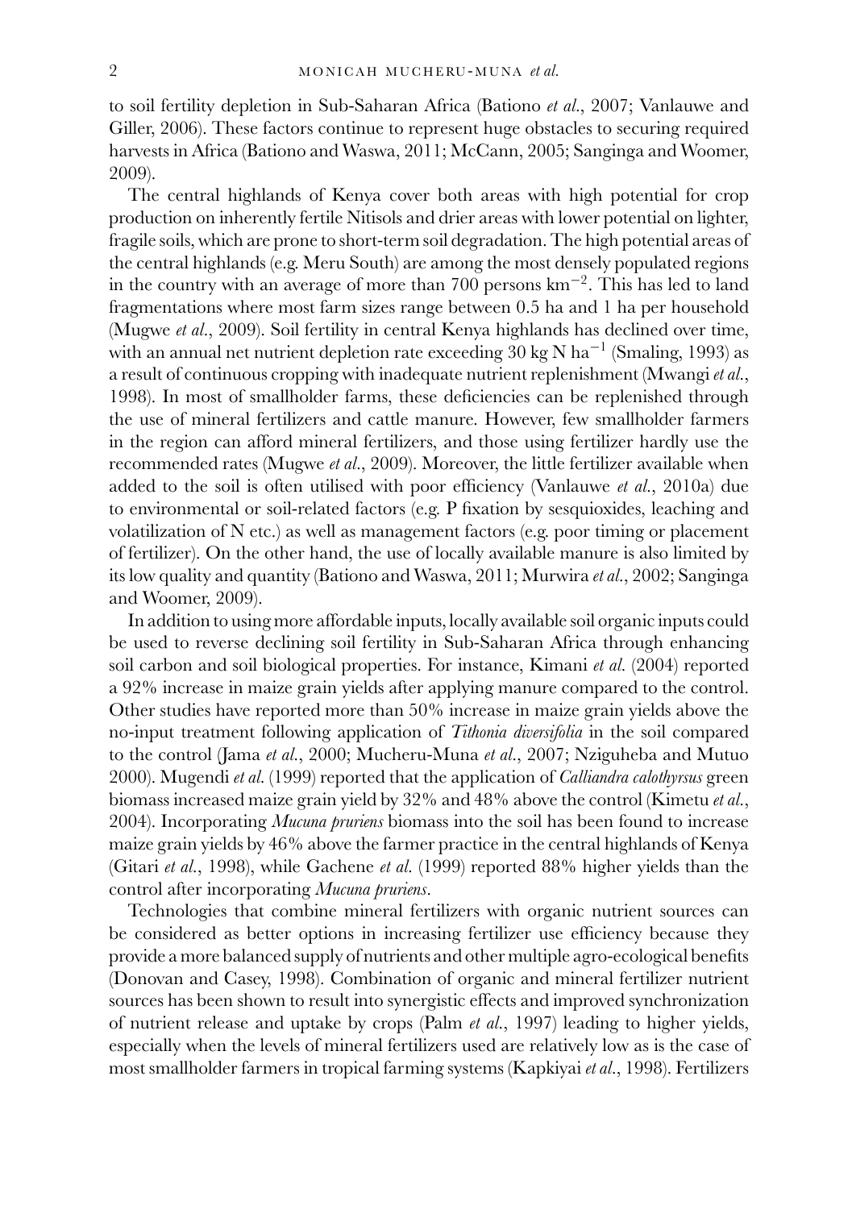to soil fertility depletion in Sub-Saharan Africa (Bationo *et al.*, 2007; Vanlauwe and Giller, 2006). These factors continue to represent huge obstacles to securing required harvests in Africa (Bationo and Waswa, 2011; McCann, 2005; Sanginga and Woomer, 2009).

The central highlands of Kenya cover both areas with high potential for crop production on inherently fertile Nitisols and drier areas with lower potential on lighter, fragile soils, which are prone to short-term soil degradation. The high potential areas of the central highlands (e.g. Meru South) are among the most densely populated regions in the country with an average of more than 700 persons $km^{-2}$. This has led to land fragmentations where most farm sizes range between 0.5 ha and 1 ha per household (Mugwe *et al.*, 2009). Soil fertility in central Kenya highlands has declined over time, with an annual net nutrient depletion rate exceeding 30 kg N $ha^{-1}$ (Smaling, 1993) as a result of continuous cropping with inadequate nutrient replenishment (Mwangi *et al.*, 1998). In most of smallholder farms, these deficiencies can be replenished through the use of mineral fertilizers and cattle manure. However, few smallholder farmers in the region can afford mineral fertilizers, and those using fertilizer hardly use the recommended rates (Mugwe *et al.*, 2009). Moreover, the little fertilizer available when added to the soil is often utilised with poor efficiency (Vanlauwe *et al.*, 2010a) due to environmental or soil-related factors (e.g. P fixation by sesquioxides, leaching and volatilization of N etc.) as well as management factors (e.g. poor timing or placement of fertilizer). On the other hand, the use of locally available manure is also limited by its low quality and quantity (Bationo and Waswa, 2011; Murwira *et al.*, 2002; Sanginga and Woomer, 2009).

In addition to using more affordable inputs, locally available soil organic inputs could be used to reverse declining soil fertility in Sub-Saharan Africa through enhancing soil carbon and soil biological properties. For instance, Kimani *et al.* (2004) reported a 92% increase in maize grain yields after applying manure compared to the control. Other studies have reported more than 50% increase in maize grain yields above the no-input treatment following application of *Tithonia diversifolia* in the soil compared to the control (Jama *et al.*, 2000; Mucheru-Muna *et al.*, 2007; Nziguheba and Mutuo 2000). Mugendi *et al.* (1999) reported that the application of *Calliandra calothyrsus* green biomass increased maize grain yield by 32% and 48% above the control (Kimetu *et al.*, 2004). Incorporating *Mucuna pruriens* biomass into the soil has been found to increase maize grain yields by 46% above the farmer practice in the central highlands of Kenya (Gitari *et al.*, 1998), while Gachene *et al.* (1999) reported 88% higher yields than the control after incorporating *Mucuna pruriens*.

Technologies that combine mineral fertilizers with organic nutrient sources can be considered as better options in increasing fertilizer use efficiency because they provide a more balanced supply of nutrients and other multiple agro-ecological benefits (Donovan and Casey, 1998). Combination of organic and mineral fertilizer nutrient sources has been shown to result into synergistic effects and improved synchronization of nutrient release and uptake by crops (Palm *et al.*, 1997) leading to higher yields, especially when the levels of mineral fertilizers used are relatively low as is the case of most smallholder farmers in tropical farming systems (Kapkiyai *et al.*, 1998). Fertilizers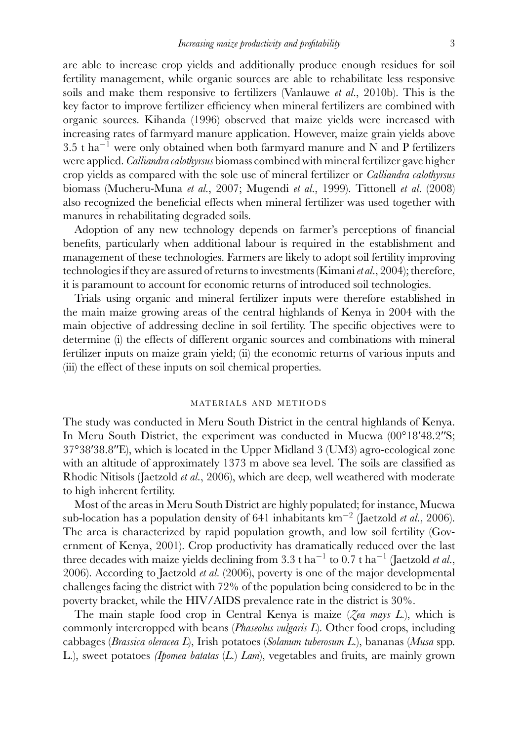are able to increase crop yields and additionally produce enough residues for soil fertility management, while organic sources are able to rehabilitate less responsive soils and make them responsive to fertilizers (Vanlauwe *et al.*, 2010b). This is the key factor to improve fertilizer efficiency when mineral fertilizers are combined with organic sources. Kihanda (1996) observed that maize yields were increased with increasing rates of farmyard manure application. However, maize grain yields above 3.5 t $ha^{-1}$ were only obtained when both farmyard manure and N and P fertilizers were applied. *Calliandra calothyrsus* biomass combined with mineral fertilizer gave higher crop yields as compared with the sole use of mineral fertilizer or *Calliandra calothyrsus* biomass (Mucheru-Muna *et al.*, 2007; Mugendi *et al.*, 1999). Tittonell *et al.* (2008) also recognized the beneficial effects when mineral fertilizer was used together with manures in rehabilitating degraded soils.

Adoption of any new technology depends on farmer's perceptions of financial benefits, particularly when additional labour is required in the establishment and management of these technologies. Farmers are likely to adopt soil fertility improving technologies if they are assured of returns to investments (Kimani *et al.*, 2004); therefore, it is paramount to account for economic returns of introduced soil technologies.

Trials using organic and mineral fertilizer inputs were therefore established in the main maize growing areas of the central highlands of Kenya in 2004 with the main objective of addressing decline in soil fertility. The specific objectives were to determine (i) the effects of different organic sources and combinations with mineral fertilizer inputs on maize grain yield; (ii) the economic returns of various inputs and (iii) the effect of these inputs on soil chemical properties.

## MATERIALS AND METHODS

The study was conducted in Meru South District in the central highlands of Kenya. In Meru South District, the experiment was conducted in Mucwa (00°18′48.2″S; 37°38′38.8″E), which is located in the Upper Midland 3 (UM3) agro-ecological zone with an altitude of approximately 1373 m above sea level. The soils are classified as Rhodic Nitisols (Jaetzold *et al.*, 2006), which are deep, well weathered with moderate to high inherent fertility.

Most of the areas in Meru South District are highly populated; for instance, Mucwa sub-location has a population density of 641 inhabitants $km^{-2}$ (Jaetzold *et al.*, 2006). The area is characterized by rapid population growth, and low soil fertility (Government of Kenya, 2001). Crop productivity has dramatically reduced over the last three decades with maize yields declining from 3.3 t $ha^{-1}$ to 0.7 t $ha^{-1}$ (Jaetzold *et al.*, 2006). According to Jaetzold *et al.* (2006), poverty is one of the major developmental challenges facing the district with 72% of the population being considered to be in the poverty bracket, while the HIV/AIDS prevalence rate in the district is 30%.

The main staple food crop in Central Kenya is maize (*Zea mays L.*), which is commonly intercropped with beans (*Phaseolus vulgaris L*). Other food crops, including cabbages (*Brassica oleracea L*), Irish potatoes (*Solanum tuberosum L.*), bananas (*Musa* spp. L.), sweet potatoes *(Ipomea batatas* (*L.*) *Lam*), vegetables and fruits, are mainly grown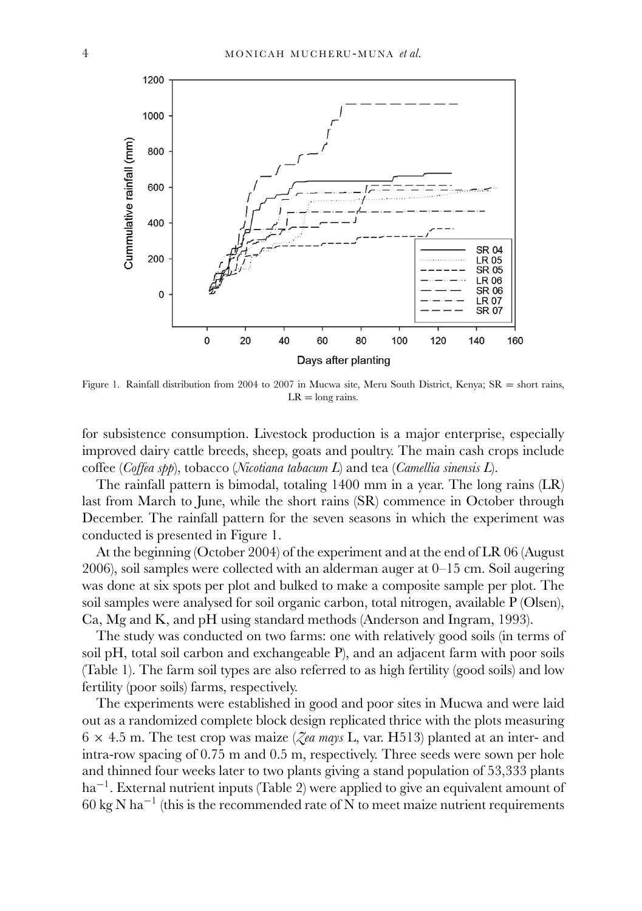Figure 1. Rainfall distribution from 2004 to 2007 in Mucwa site, Meru South District, Kenya; SR = short rains, LR = long rains.

for subsistence consumption. Livestock production is a major enterprise, especially improved dairy cattle breeds, sheep, goats and poultry. The main cash crops include coffee (*Coffea spp*), tobacco (*Nicotiana tabacum L*) and tea (*Camellia sinensis L*).

The rainfall pattern is bimodal, totaling 1400 mm in a year. The long rains (LR) last from March to June, while the short rains (SR) commence in October through December. The rainfall pattern for the seven seasons in which the experiment was conducted is presented in Figure 1.

At the beginning (October 2004) of the experiment and at the end of LR 06 (August 2006), soil samples were collected with an alderman auger at 0–15 cm. Soil augering was done at six spots per plot and bulked to make a composite sample per plot. The soil samples were analysed for soil organic carbon, total nitrogen, available P (Olsen), Ca, Mg and K, and pH using standard methods (Anderson and Ingram, 1993).

The study was conducted on two farms: one with relatively good soils (in terms of soil pH, total soil carbon and exchangeable P), and an adjacent farm with poor soils (Table 1). The farm soil types are also referred to as high fertility (good soils) and low fertility (poor soils) farms, respectively.

The experiments were established in good and poor sites in Mucwa and were laid out as a randomized complete block design replicated thrice with the plots measuring $6 \times 4.5$ m. The test crop was maize (*Zea mays* L, var. H513) planted at an inter- and intra-row spacing of 0.75 m and 0.5 m, respectively. Three seeds were sown per hole and thinned four weeks later to two plants giving a stand population of 53,333 plants ha$^{-1}$. External nutrient inputs (Table 2) were applied to give an equivalent amount of 60 kg N ha$^{-1}$ (this is the recommended rate of N to meet maize nutrient requirements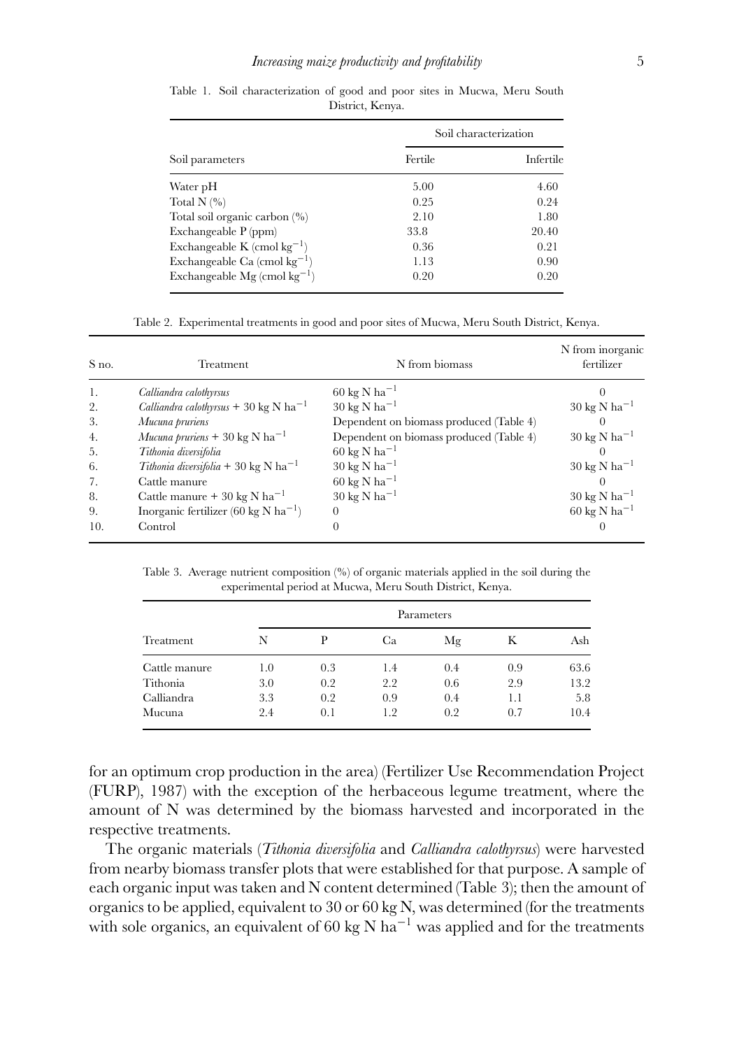Table 1. Soil characterization of good and poor sites in Mucwa, Meru South District, Kenya.

| Soil parameters | Soil characterization | |
|---|---|---|
| | Fertile | Infertile |
| Water pH | 5.00 | 4.60 |
| Total N (%) | 0.25 | 0.24 |
| Total soil organic carbon (%) | 2.10 | 1.80 |
| Exchangeable P (ppm) | 33.8 | 20.40 |
| Exchangeable K (cmol $kg^{-1}$) | 0.36 | 0.21 |
| Exchangeable Ca (cmol $kg^{-1}$) | 1.13 | 0.90 |
| Exchangeable Mg (cmol $kg^{-1}$) | 0.20 | 0.20 |

Table 2. Experimental treatments in good and poor sites of Mucwa, Meru South District, Kenya.

| S no. | Treatment | N from biomass | N from inorganic fertilizer |
|---|---|---|---|
| 1. | *Calliandra calothyrsus* | 60 kg N $ha^{-1}$ | 0 |
| 2. | *Calliandra calothyrsus* + 30 kg N $ha^{-1}$ | 30 kg N $ha^{-1}$ | 30 kg N $ha^{-1}$ |
| 3. | *Mucuna pruriens* | Dependent on biomass produced (Table 4) | 0 |
| 4. | *Mucuna pruriens* + 30 kg N $ha^{-1}$ | Dependent on biomass produced (Table 4) | 30 kg N $ha^{-1}$ |
| 5. | *Tithonia diversifolia* | 60 kg N $ha^{-1}$ | 0 |
| 6. | *Tithonia diversifolia* + 30 kg N $ha^{-1}$ | 30 kg N $ha^{-1}$ | 30 kg N $ha^{-1}$ |
| 7. | Cattle manure | 60 kg N $ha^{-1}$ | 0 |
| 8. | Cattle manure + 30 kg N $ha^{-1}$ | 30 kg N $ha^{-1}$ | 30 kg N $ha^{-1}$ |
| 9. | Inorganic fertilizer (60 kg N $ha^{-1}$) | 0 | 60 kg N $ha^{-1}$ |
| 10. | Control | 0 | 0 |

Table 3. Average nutrient composition (%) of organic materials applied in the soil during the experimental period at Mucwa, Meru South District, Kenya.

| Treatment | Parameters | | | | | |
|---|---|---|---|---|---|---|
| | N | P | Ca | Mg | K | Ash |
| Cattle manure | 1.0 | 0.3 | 1.4 | 0.4 | 0.9 | 63.6 |
| Tithonia | 3.0 | 0.2 | 2.2 | 0.6 | 2.9 | 13.2 |
| Calliandra | 3.3 | 0.2 | 0.9 | 0.4 | 1.1 | 5.8 |
| Mucuna | 2.4 | 0.1 | 1.2 | 0.2 | 0.7 | 10.4 |

for an optimum crop production in the area) (Fertilizer Use Recommendation Project (FURP), 1987) with the exception of the herbaceous legume treatment, where the amount of N was determined by the biomass harvested and incorporated in the respective treatments.

The organic materials (*Tithonia diversifolia* and *Calliandra calothyrsus*) were harvested from nearby biomass transfer plots that were established for that purpose. A sample of each organic input was taken and N content determined (Table 3); then the amount of organics to be applied, equivalent to 30 or 60 kg N, was determined (for the treatments with sole organics, an equivalent of 60 kg N $ha^{-1}$ was applied and for the treatments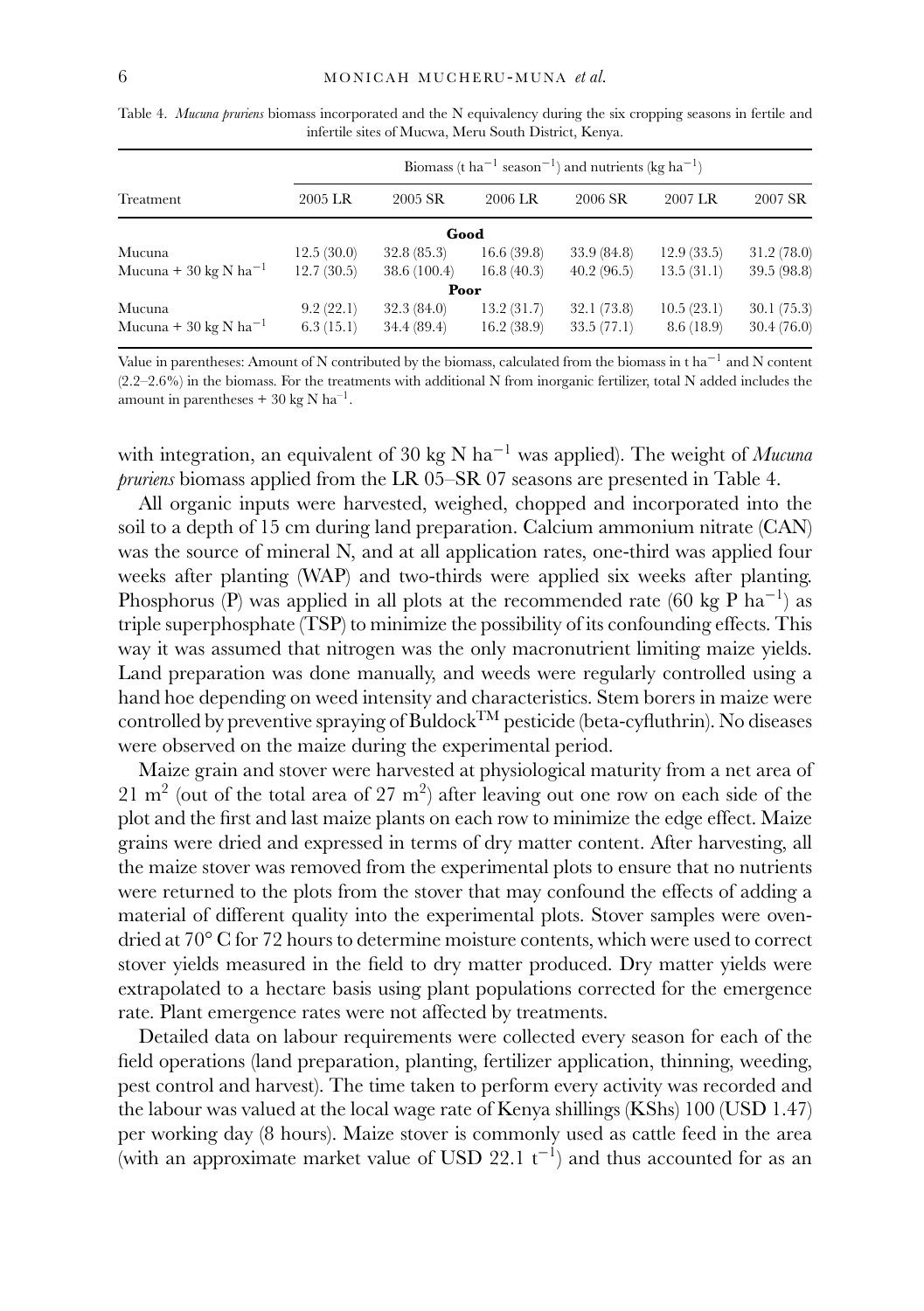Table 4. *Mucuna pruriens* biomass incorporated and the N equivalency during the six cropping seasons in fertile and infertile sites of Mucwa, Meru South District, Kenya.

| Treatment | Biomass (t ha$^{-1}$ season$^{-1}$) and nutrients (kg ha$^{-1}$) | | | | | |
|---|---|---|---|---|---|---|
| | 2005 LR | 2005 SR | 2006 LR | 2006 SR | 2007 LR | 2007 SR |
| **Good** | | | | | | |
| Mucuna | 12.5 (30.0) | 32.8 (85.3) | 16.6 (39.8) | 33.9 (84.8) | 12.9 (33.5) | 31.2 (78.0) |
| Mucuna + 30 kg N ha$^{-1}$ | 12.7 (30.5) | 38.6 (100.4) | 16.8 (40.3) | 40.2 (96.5) | 13.5 (31.1) | 39.5 (98.8) |
| **Poor** | | | | | | |
| Mucuna | 9.2 (22.1) | 32.3 (84.0) | 13.2 (31.7) | 32.1 (73.8) | 10.5 (23.1) | 30.1 (75.3) |
| Mucuna + 30 kg N ha$^{-1}$ | 6.3 (15.1) | 34.4 (89.4) | 16.2 (38.9) | 33.5 (77.1) | 8.6 (18.9) | 30.4 (76.0) |

Value in parentheses: Amount of N contributed by the biomass, calculated from the biomass in t ha$^{-1}$ and N content (2.2–2.6%) in the biomass. For the treatments with additional N from inorganic fertilizer, total N added includes the amount in parentheses + 30 kg N ha$^{-1}$.

with integration, an equivalent of 30 kg N ha$^{-1}$ was applied). The weight of *Mucuna pruriens* biomass applied from the LR 05–SR 07 seasons are presented in Table 4.

All organic inputs were harvested, weighed, chopped and incorporated into the soil to a depth of 15 cm during land preparation. Calcium ammonium nitrate (CAN) was the source of mineral N, and at all application rates, one-third was applied four weeks after planting (WAP) and two-thirds were applied six weeks after planting. Phosphorus (P) was applied in all plots at the recommended rate (60 kg P ha$^{-1}$) as triple superphosphate (TSP) to minimize the possibility of its confounding effects. This way it was assumed that nitrogen was the only macronutrient limiting maize yields. Land preparation was done manually, and weeds were regularly controlled using a hand hoe depending on weed intensity and characteristics. Stem borers in maize were controlled by preventive spraying of Buldock$^{TM}$ pesticide (beta-cyfluthrin). No diseases were observed on the maize during the experimental period.

Maize grain and stover were harvested at physiological maturity from a net area of 21 m$^2$ (out of the total area of 27 m$^2$) after leaving out one row on each side of the plot and the first and last maize plants on each row to minimize the edge effect. Maize grains were dried and expressed in terms of dry matter content. After harvesting, all the maize stover was removed from the experimental plots to ensure that no nutrients were returned to the plots from the stover that may confound the effects of adding a material of different quality into the experimental plots. Stover samples were oven-dried at 70° C for 72 hours to determine moisture contents, which were used to correct stover yields measured in the field to dry matter produced. Dry matter yields were extrapolated to a hectare basis using plant populations corrected for the emergence rate. Plant emergence rates were not affected by treatments.

Detailed data on labour requirements were collected every season for each of the field operations (land preparation, planting, fertilizer application, thinning, weeding, pest control and harvest). The time taken to perform every activity was recorded and the labour was valued at the local wage rate of Kenya shillings (KShs) 100 (USD 1.47) per working day (8 hours). Maize stover is commonly used as cattle feed in the area (with an approximate market value of USD 22.1 t$^{-1}$) and thus accounted for as an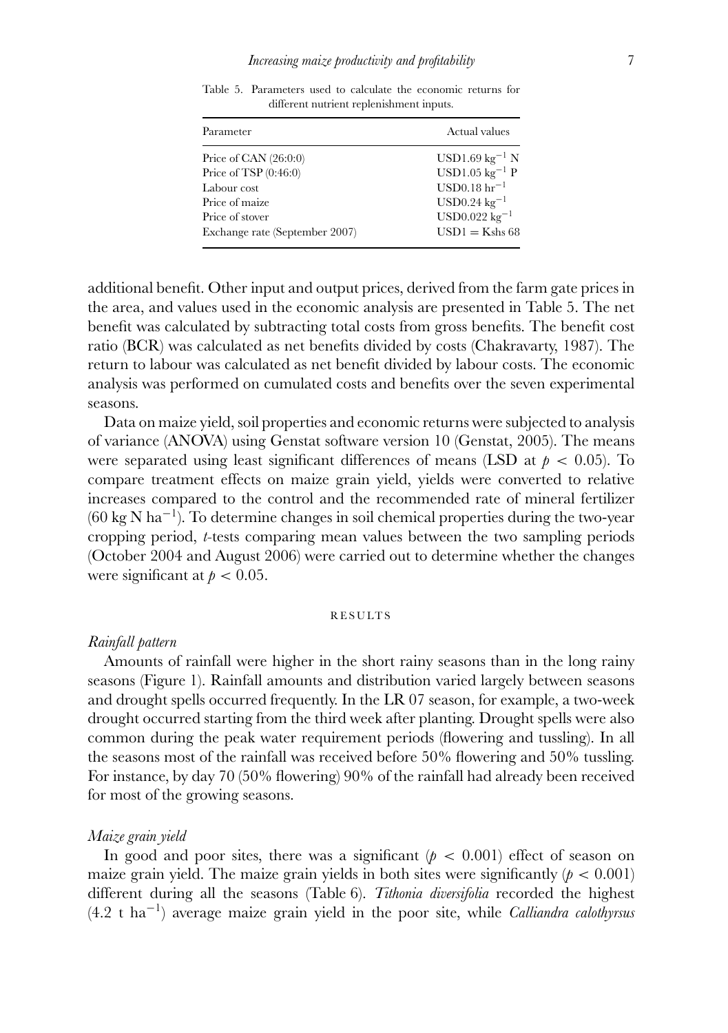Table 5. Parameters used to calculate the economic returns for different nutrient replenishment inputs.

| Parameter | Actual values |
|---|---|
| Price of CAN (26:0:0) | USD1.69 $kg^{-1}$ N |
| Price of TSP (0:46:0) | USD1.05 $kg^{-1}$ P |
| Labour cost | USD0.18 $hr^{-1}$ |
| Price of maize | USD0.24 $kg^{-1}$ |
| Price of stover | USD0.022 $kg^{-1}$ |
| Exchange rate (September 2007) | USD1 = Kshs 68 |

additional benefit. Other input and output prices, derived from the farm gate prices in the area, and values used in the economic analysis are presented in Table 5. The net benefit was calculated by subtracting total costs from gross benefits. The benefit cost ratio (BCR) was calculated as net benefits divided by costs (Chakravarty, 1987). The return to labour was calculated as net benefit divided by labour costs. The economic analysis was performed on cumulated costs and benefits over the seven experimental seasons.

Data on maize yield, soil properties and economic returns were subjected to analysis of variance (ANOVA) using Genstat software version 10 (Genstat, 2005). The means were separated using least significant differences of means (LSD at $p < 0.05$). To compare treatment effects on maize grain yield, yields were converted to relative increases compared to the control and the recommended rate of mineral fertilizer (60 kg N $ha^{-1}$). To determine changes in soil chemical properties during the two-year cropping period, *t*-tests comparing mean values between the two sampling periods (October 2004 and August 2006) were carried out to determine whether the changes were significant at $p < 0.05$.

## RESULTS

### *Rainfall pattern*

Amounts of rainfall were higher in the short rainy seasons than in the long rainy seasons (Figure 1). Rainfall amounts and distribution varied largely between seasons and drought spells occurred frequently. In the LR 07 season, for example, a two-week drought occurred starting from the third week after planting. Drought spells were also common during the peak water requirement periods (flowering and tussling). In all the seasons most of the rainfall was received before 50% flowering and 50% tussling. For instance, by day 70 (50% flowering) 90% of the rainfall had already been received for most of the growing seasons.

### *Maize grain yield*

In good and poor sites, there was a significant ($p < 0.001$) effect of season on maize grain yield. The maize grain yields in both sites were significantly ($p < 0.001$) different during all the seasons (Table 6). *Tithonia diversifolia* recorded the highest (4.2 t $ha^{-1}$) average maize grain yield in the poor site, while *Calliandra calothyrsus*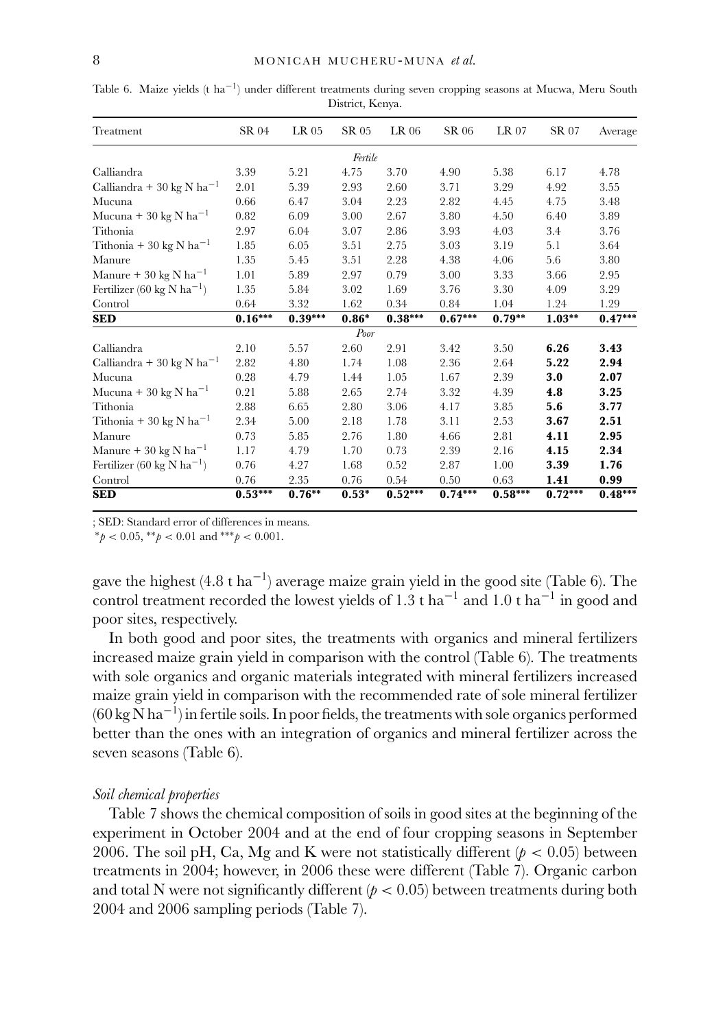Table 6. Maize yields (t ha$^{-1}$) under different treatments during seven cropping seasons at Mucwa, Meru South District, Kenya.

| Treatment | SR 04 | LR 05 | SR 05 | LR 06 | SR 06 | LR 07 | SR 07 | Average |
|---|---|---|---|---|---|---|---|---|
| | | | *Fertile* | | | | | |
| Calliandra | 3.39 | 5.21 | 4.75 | 3.70 | 4.90 | 5.38 | 6.17 | 4.78 |
| Calliandra + 30 kg N ha$^{-1}$ | 2.01 | 5.39 | 2.93 | 2.60 | 3.71 | 3.29 | 4.92 | 3.55 |
| Mucuna | 0.66 | 6.47 | 3.04 | 2.23 | 2.82 | 4.45 | 4.75 | 3.48 |
| Mucuna + 30 kg N ha$^{-1}$ | 0.82 | 6.09 | 3.00 | 2.67 | 3.80 | 4.50 | 6.40 | 3.89 |
| Tithonia | 2.97 | 6.04 | 3.07 | 2.86 | 3.93 | 4.03 | 3.4 | 3.76 |
| Tithonia + 30 kg N ha$^{-1}$ | 1.85 | 6.05 | 3.51 | 2.75 | 3.03 | 3.19 | 5.1 | 3.64 |
| Manure | 1.35 | 5.45 | 3.51 | 2.28 | 4.38 | 4.06 | 5.6 | 3.80 |
| Manure + 30 kg N ha$^{-1}$ | 1.01 | 5.89 | 2.97 | 0.79 | 3.00 | 3.33 | 3.66 | 2.95 |
| Fertilizer (60 kg N ha$^{-1}$) | 1.35 | 5.84 | 3.02 | 1.69 | 3.76 | 3.30 | 4.09 | 3.29 |
| Control | 0.64 | 3.32 | 1.62 | 0.34 | 0.84 | 1.04 | 1.24 | 1.29 |
| **SED** | **0.16\*\*\*** | **0.39\*\*\*** | **0.86\*** | **0.38\*\*\*** | **0.67\*\*\*** | **0.79\*\*** | **1.03\*\*** | **0.47\*\*\*** |
| | | | *Poor* | | | | | |
| Calliandra | 2.10 | 5.57 | 2.60 | 2.91 | 3.42 | 3.50 | **6.26** | **3.43** |
| Calliandra + 30 kg N ha$^{-1}$ | 2.82 | 4.80 | 1.74 | 1.08 | 2.36 | 2.64 | **5.22** | **2.94** |
| Mucuna | 0.28 | 4.79 | 1.44 | 1.05 | 1.67 | 2.39 | **3.0** | **2.07** |
| Mucuna + 30 kg N ha$^{-1}$ | 0.21 | 5.88 | 2.65 | 2.74 | 3.32 | 4.39 | **4.8** | **3.25** |
| Tithonia | 2.88 | 6.65 | 2.80 | 3.06 | 4.17 | 3.85 | **5.6** | **3.77** |
| Tithonia + 30 kg N ha$^{-1}$ | 2.34 | 5.00 | 2.18 | 1.78 | 3.11 | 2.53 | **3.67** | **2.51** |
| Manure | 0.73 | 5.85 | 2.76 | 1.80 | 4.66 | 2.81 | **4.11** | **2.95** |
| Manure + 30 kg N ha$^{-1}$ | 1.17 | 4.79 | 1.70 | 0.73 | 2.39 | 2.16 | **4.15** | **2.34** |
| Fertilizer (60 kg N ha$^{-1}$) | 0.76 | 4.27 | 1.68 | 0.52 | 2.87 | 1.00 | **3.39** | **1.76** |
| Control | 0.76 | 2.35 | 0.76 | 0.54 | 0.50 | 0.63 | **1.41** | **0.99** |
| **SED** | **0.53\*\*\*** | **0.76\*\*** | **0.53\*** | **0.52\*\*\*** | **0.74\*\*\*** | **0.58\*\*\*** | **0.72\*\*\*** | **0.48\*\*\*** |

; SED: Standard error of differences in means.

\*$p < 0.05$, \*\*$p < 0.01$ and \*\*\*$p < 0.001$.

gave the highest (4.8 t ha$^{-1}$) average maize grain yield in the good site (Table 6). The control treatment recorded the lowest yields of 1.3 t ha$^{-1}$ and 1.0 t ha$^{-1}$ in good and poor sites, respectively.

In both good and poor sites, the treatments with organics and mineral fertilizers increased maize grain yield in comparison with the control (Table 6). The treatments with sole organics and organic materials integrated with mineral fertilizers increased maize grain yield in comparison with the recommended rate of sole mineral fertilizer (60 kg N ha$^{-1}$) in fertile soils. In poor fields, the treatments with sole organics performed better than the ones with an integration of organics and mineral fertilizer across the seven seasons (Table 6).

### *Soil chemical properties*

Table 7 shows the chemical composition of soils in good sites at the beginning of the experiment in October 2004 and at the end of four cropping seasons in September 2006. The soil pH, Ca, Mg and K were not statistically different ($p < 0.05$) between treatments in 2004; however, in 2006 these were different (Table 7). Organic carbon and total N were not significantly different ($p < 0.05$) between treatments during both 2004 and 2006 sampling periods (Table 7).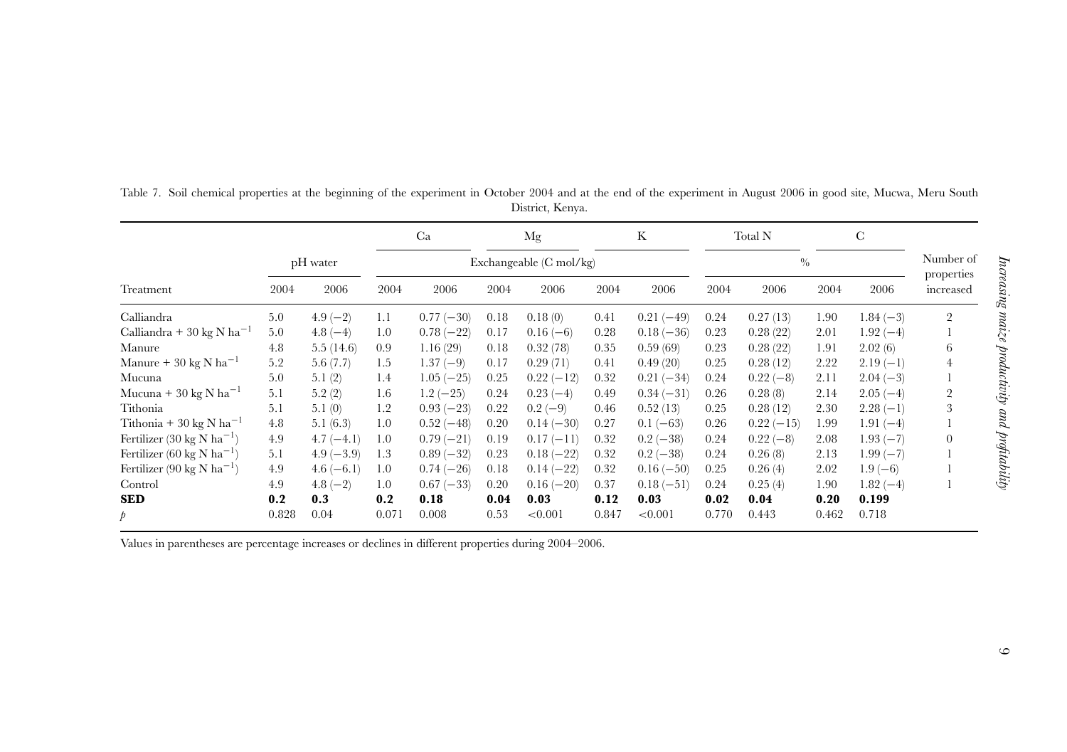Table 7. Soil chemical properties at the beginning of the experiment in October 2004 and at the end of the experiment in August 2006 in good site, Mucwa, Meru South District, Kenya.

| Treatment | pH water | | Ca | | Mg | | K | | Total N | | C | | Number of properties increased |
|---|---|---|---|---|---|---|---|---|---|---|---|---|---|
| | | | Exchangeable (C mol/kg) | | | | | | % | | | | |
| | 2004 | 2006 | 2004 | 2006 | 2004 | 2006 | 2004 | 2006 | 2004 | 2006 | 2004 | 2006 | |
| Calliandra | 5.0 | 4.9 (−2) | 1.1 | 0.77 (−30) | 0.18 | 0.18 (0) | 0.41 | 0.21 (−49) | 0.24 | 0.27 (13) | 1.90 | 1.84 (−3) | 2 |
| Calliandra + 30 kg N $ha^{-1}$ | 5.0 | 4.8 (−4) | 1.0 | 0.78 (−22) | 0.17 | 0.16 (−6) | 0.28 | 0.18 (−36) | 0.23 | 0.28 (22) | 2.01 | 1.92 (−4) | 1 |
| Manure | 4.8 | 5.5 (14.6) | 0.9 | 1.16 (29) | 0.18 | 0.32 (78) | 0.35 | 0.59 (69) | 0.23 | 0.28 (22) | 1.91 | 2.02 (6) | 6 |
| Manure + 30 kg N $ha^{-1}$ | 5.2 | 5.6 (7.7) | 1.5 | 1.37 (−9) | 0.17 | 0.29 (71) | 0.41 | 0.49 (20) | 0.25 | 0.28 (12) | 2.22 | 2.19 (−1) | 4 |
| Mucuna | 5.0 | 5.1 (2) | 1.4 | 1.05 (−25) | 0.25 | 0.22 (−12) | 0.32 | 0.21 (−34) | 0.24 | 0.22 (−8) | 2.11 | 2.04 (−3) | 1 |
| Mucuna + 30 kg N $ha^{-1}$ | 5.1 | 5.2 (2) | 1.6 | 1.2 (−25) | 0.24 | 0.23 (−4) | 0.49 | 0.34 (−31) | 0.26 | 0.28 (8) | 2.14 | 2.05 (−4) | 2 |
| Tithonia | 5.1 | 5.1 (0) | 1.2 | 0.93 (−23) | 0.22 | 0.2 (−9) | 0.46 | 0.52 (13) | 0.25 | 0.28 (12) | 2.30 | 2.28 (−1) | 3 |
| Tithonia + 30 kg N $ha^{-1}$ | 4.8 | 5.1 (6.3) | 1.0 | 0.52 (−48) | 0.20 | 0.14 (−30) | 0.27 | 0.1 (−63) | 0.26 | 0.22 (−15) | 1.99 | 1.91 (−4) | 1 |
| Fertilizer (30 kg N $ha^{-1}$) | 4.9 | 4.7 (−4.1) | 1.0 | 0.79 (−21) | 0.19 | 0.17 (−11) | 0.32 | 0.2 (−38) | 0.24 | 0.22 (−8) | 2.08 | 1.93 (−7) | 0 |
| Fertilizer (60 kg N $ha^{-1}$) | 5.1 | 4.9 (−3.9) | 1.3 | 0.89 (−32) | 0.23 | 0.18 (−22) | 0.32 | 0.2 (−38) | 0.24 | 0.26 (8) | 2.13 | 1.99 (−7) | 1 |
| Fertilizer (90 kg N $ha^{-1}$) | 4.9 | 4.6 (−6.1) | 1.0 | 0.74 (−26) | 0.18 | 0.14 (−22) | 0.32 | 0.16 (−50) | 0.25 | 0.26 (4) | 2.02 | 1.9 (−6) | 1 |
| Control | 4.9 | 4.8 (−2) | 1.0 | 0.67 (−33) | 0.20 | 0.16 (−20) | 0.37 | 0.18 (−51) | 0.24 | 0.25 (4) | 1.90 | 1.82 (−4) | 1 |
| **SED** | **0.2** | **0.3** | **0.2** | **0.18** | **0.04** | **0.03** | **0.12** | **0.03** | **0.02** | **0.04** | **0.20** | **0.199** | |
| *p* | 0.828 | 0.04 | 0.071 | 0.008 | 0.53 | <0.001 | 0.847 | <0.001 | 0.770 | 0.443 | 0.462 | 0.718 | |

Values in parentheses are percentage increases or declines in different properties during 2004–2006.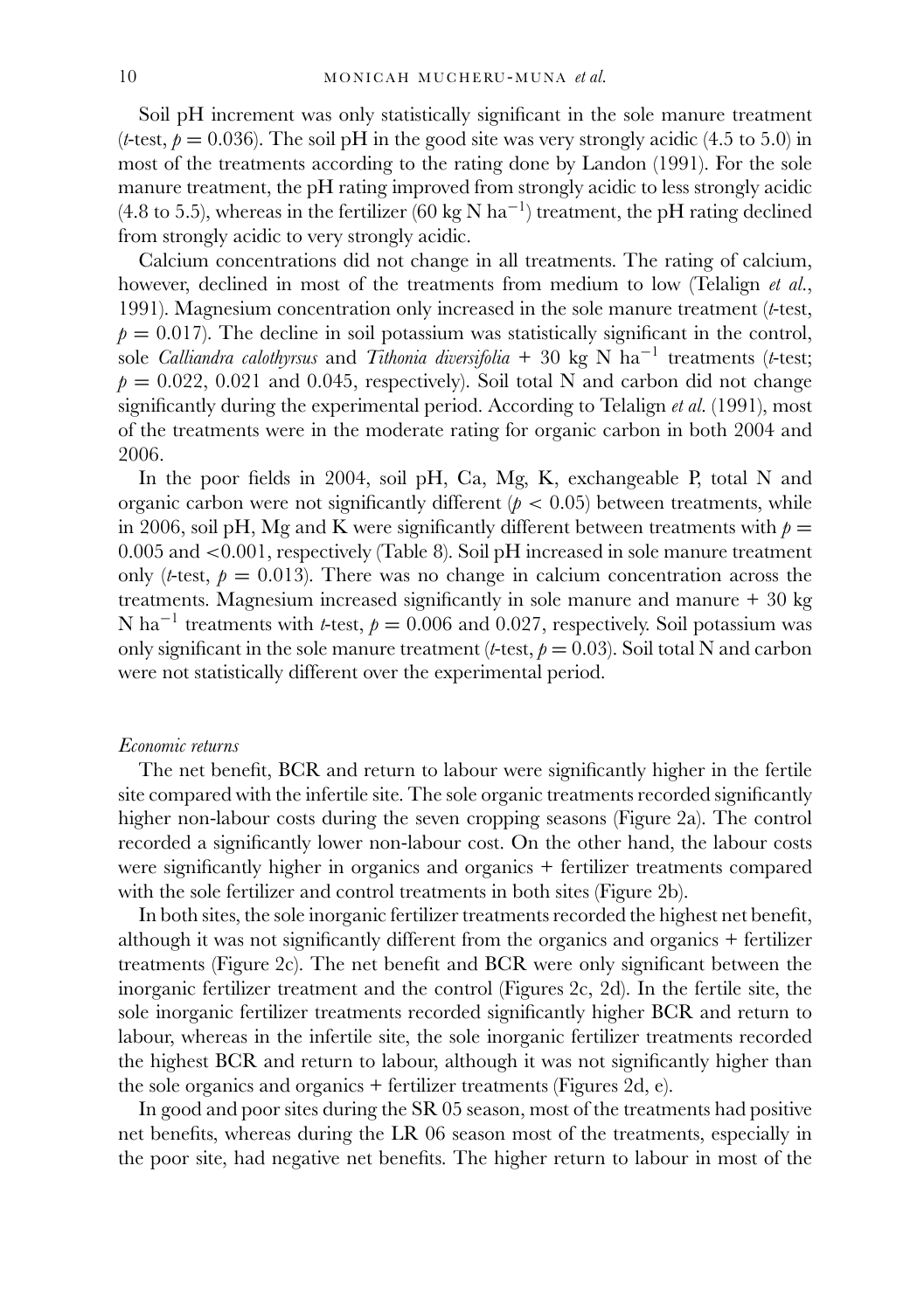Soil pH increment was only statistically significant in the sole manure treatment (*t*-test, $p = 0.036$). The soil pH in the good site was very strongly acidic (4.5 to 5.0) in most of the treatments according to the rating done by Landon (1991). For the sole manure treatment, the pH rating improved from strongly acidic to less strongly acidic (4.8 to 5.5), whereas in the fertilizer (60 kg N $ha^{-1}$) treatment, the pH rating declined from strongly acidic to very strongly acidic.

Calcium concentrations did not change in all treatments. The rating of calcium, however, declined in most of the treatments from medium to low (Telalign *et al.*, 1991). Magnesium concentration only increased in the sole manure treatment (*t*-test, $p = 0.017$). The decline in soil potassium was statistically significant in the control, sole *Calliandra calothyrsus* and *Tithonia diversifolia* + 30 kg N $ha^{-1}$ treatments (*t*-test; $p = 0.022$, 0.021 and 0.045, respectively). Soil total N and carbon did not change significantly during the experimental period. According to Telalign *et al.* (1991), most of the treatments were in the moderate rating for organic carbon in both 2004 and 2006.

In the poor fields in 2004, soil pH, Ca, Mg, K, exchangeable P, total N and organic carbon were not significantly different ($p < 0.05$) between treatments, while in 2006, soil pH, Mg and K were significantly different between treatments with $p = 0.005$ and $<0.001$, respectively (Table 8). Soil pH increased in sole manure treatment only (*t*-test, $p = 0.013$). There was no change in calcium concentration across the treatments. Magnesium increased significantly in sole manure and manure + 30 kg N $ha^{-1}$ treatments with *t*-test, $p = 0.006$ and 0.027, respectively. Soil potassium was only significant in the sole manure treatment (*t*-test, $p = 0.03$). Soil total N and carbon were not statistically different over the experimental period.

*Economic returns*

The net benefit, BCR and return to labour were significantly higher in the fertile site compared with the infertile site. The sole organic treatments recorded significantly higher non-labour costs during the seven cropping seasons (Figure 2a). The control recorded a significantly lower non-labour cost. On the other hand, the labour costs were significantly higher in organics and organics + fertilizer treatments compared with the sole fertilizer and control treatments in both sites (Figure 2b).

In both sites, the sole inorganic fertilizer treatments recorded the highest net benefit, although it was not significantly different from the organics and organics + fertilizer treatments (Figure 2c). The net benefit and BCR were only significant between the inorganic fertilizer treatment and the control (Figures 2c, 2d). In the fertile site, the sole inorganic fertilizer treatments recorded significantly higher BCR and return to labour, whereas in the infertile site, the sole inorganic fertilizer treatments recorded the highest BCR and return to labour, although it was not significantly higher than the sole organics and organics + fertilizer treatments (Figures 2d, e).

In good and poor sites during the SR 05 season, most of the treatments had positive net benefits, whereas during the LR 06 season most of the treatments, especially in the poor site, had negative net benefits. The higher return to labour in most of the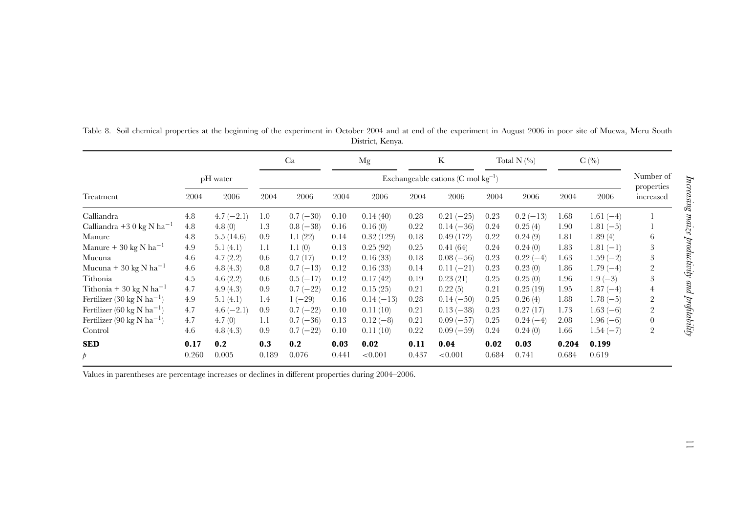Table 8. Soil chemical properties at the beginning of the experiment in October 2004 and at end of the experiment in August 2006 in poor site of Mucwa, Meru South District, Kenya.

| Treatment | pH water | | Ca | | Mg | | K | | Total N (%) | | C (%) | | Number of properties increased |
|---|---|---|---|---|---|---|---|---|---|---|---|---|---|
| | | | Exchangeable cations (C mol $kg^{-1}$) | | | | | | | | | | |
| | 2004 | 2006 | 2004 | 2006 | 2004 | 2006 | 2004 | 2006 | 2004 | 2006 | 2004 | 2006 | |
| Calliandra | 4.8 | 4.7 (−2.1) | 1.0 | 0.7 (−30) | 0.10 | 0.14 (40) | 0.28 | 0.21 (−25) | 0.23 | 0.2 (−13) | 1.68 | 1.61 (−4) | 1 |
| Calliandra +3 0 kg N $ha^{-1}$ | 4.8 | 4.8 (0) | 1.3 | 0.8 (−38) | 0.16 | 0.16 (0) | 0.22 | 0.14 (−36) | 0.24 | 0.25 (4) | 1.90 | 1.81 (−5) | 1 |
| Manure | 4.8 | 5.5 (14.6) | 0.9 | 1.1 (22) | 0.14 | 0.32 (129) | 0.18 | 0.49 (172) | 0.22 | 0.24 (9) | 1.81 | 1.89 (4) | 6 |
| Manure + 30 kg N $ha^{-1}$ | 4.9 | 5.1 (4.1) | 1.1 | 1.1 (0) | 0.13 | 0.25 (92) | 0.25 | 0.41 (64) | 0.24 | 0.24 (0) | 1.83 | 1.81 (−1) | 3 |
| Mucuna | 4.6 | 4.7 (2.2) | 0.6 | 0.7 (17) | 0.12 | 0.16 (33) | 0.18 | 0.08 (−56) | 0.23 | 0.22 (−4) | 1.63 | 1.59 (−2) | 3 |
| Mucuna + 30 kg N $ha^{-1}$ | 4.6 | 4.8 (4.3) | 0.8 | 0.7 (−13) | 0.12 | 0.16 (33) | 0.14 | 0.11 (−21) | 0.23 | 0.23 (0) | 1.86 | 1.79 (−4) | 2 |
| Tithonia | 4.5 | 4.6 (2.2) | 0.6 | 0.5 (−17) | 0.12 | 0.17 (42) | 0.19 | 0.23 (21) | 0.25 | 0.25 (0) | 1.96 | 1.9 (−3) | 3 |
| Tithonia + 30 kg N $ha^{-1}$ | 4.7 | 4.9 (4.3) | 0.9 | 0.7 (−22) | 0.12 | 0.15 (25) | 0.21 | 0.22 (5) | 0.21 | 0.25 (19) | 1.95 | 1.87 (−4) | 4 |
| Fertilizer (30 kg N $ha^{-1}$) | 4.9 | 5.1 (4.1) | 1.4 | 1 (−29) | 0.16 | 0.14 (−13) | 0.28 | 0.14 (−50) | 0.25 | 0.26 (4) | 1.88 | 1.78 (−5) | 2 |
| Fertilizer (60 kg N $ha^{-1}$) | 4.7 | 4.6 (−2.1) | 0.9 | 0.7 (−22) | 0.10 | 0.11 (10) | 0.21 | 0.13 (−38) | 0.23 | 0.27 (17) | 1.73 | 1.63 (−6) | 2 |
| Fertilizer (90 kg N $ha^{-1}$) | 4.7 | 4.7 (0) | 1.1 | 0.7 (−36) | 0.13 | 0.12 (−8) | 0.21 | 0.09 (−57) | 0.25 | 0.24 (−4) | 2.08 | 1.96 (−6) | 0 |
| Control | 4.6 | 4.8 (4.3) | 0.9 | 0.7 (−22) | 0.10 | 0.11 (10) | 0.22 | 0.09 (−59) | 0.24 | 0.24 (0) | 1.66 | 1.54 (−7) | 2 |
| **SED** | **0.17** | **0.2** | **0.3** | **0.2** | **0.03** | **0.02** | **0.11** | **0.04** | **0.02** | **0.03** | **0.204** | **0.199** | |
| *p* | 0.260 | 0.005 | 0.189 | 0.076 | 0.441 | <0.001 | 0.437 | <0.001 | 0.684 | 0.741 | 0.684 | 0.619 | |

Values in parentheses are percentage increases or declines in different properties during 2004–2006.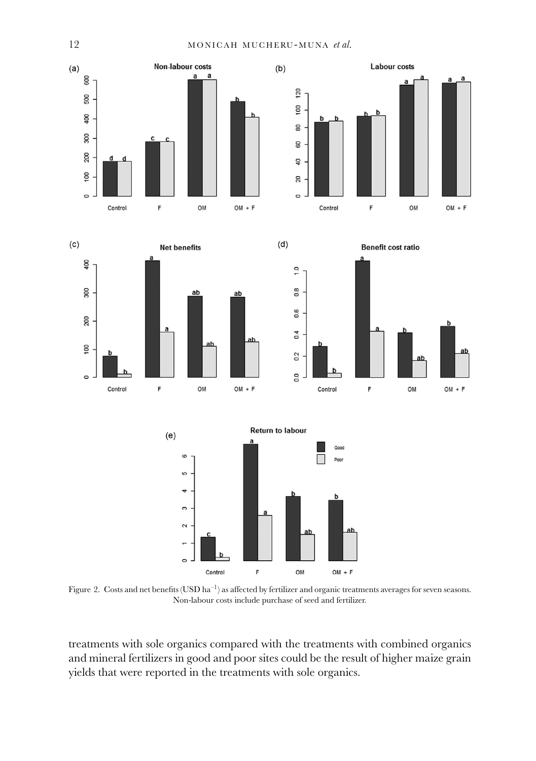Figure 2. Costs and net benefits (USD $ha^{-1}$) as affected by fertilizer and organic treatments averages for seven seasons. Non-labour costs include purchase of seed and fertilizer.

treatments with sole organics compared with the treatments with combined organics and mineral fertilizers in good and poor sites could be the result of higher maize grain yields that were reported in the treatments with sole organics.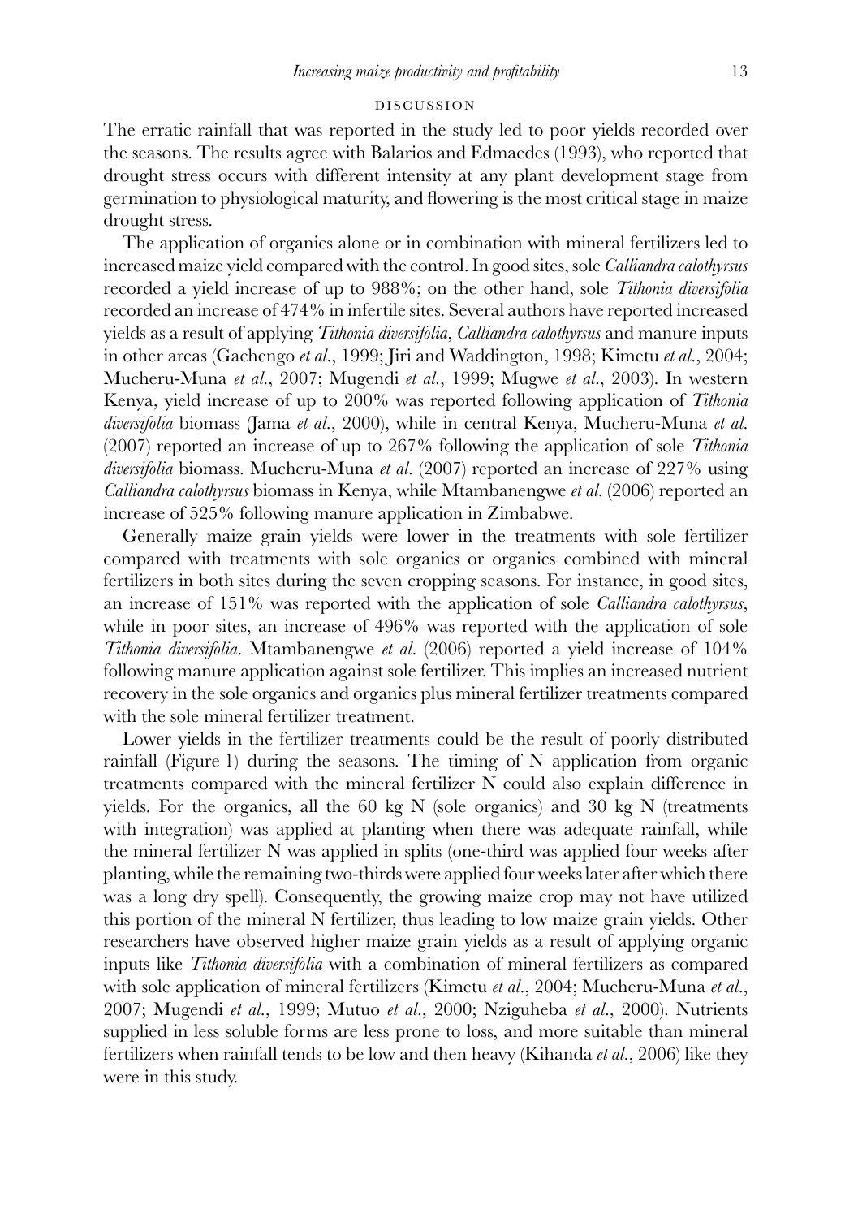## DISCUSSION

The erratic rainfall that was reported in the study led to poor yields recorded over the seasons. The results agree with Balarios and Edmaedes (1993), who reported that drought stress occurs with different intensity at any plant development stage from germination to physiological maturity, and flowering is the most critical stage in maize drought stress.

The application of organics alone or in combination with mineral fertilizers led to increased maize yield compared with the control. In good sites, sole *Calliandra calothyrsus* recorded a yield increase of up to 988%; on the other hand, sole *Tithonia diversifolia* recorded an increase of 474% in infertile sites. Several authors have reported increased yields as a result of applying *Tithonia diversifolia*, *Calliandra calothyrsus* and manure inputs in other areas (Gachengo *et al.*, 1999; Jiri and Waddington, 1998; Kimetu *et al.*, 2004; Mucheru-Muna *et al.*, 2007; Mugendi *et al.*, 1999; Mugwe *et al.*, 2003). In western Kenya, yield increase of up to 200% was reported following application of *Tithonia diversifolia* biomass (Jama *et al.*, 2000), while in central Kenya, Mucheru-Muna *et al.* (2007) reported an increase of up to 267% following the application of sole *Tithonia diversifolia* biomass. Mucheru-Muna *et al.* (2007) reported an increase of 227% using *Calliandra calothyrsus* biomass in Kenya, while Mtambanengwe *et al.* (2006) reported an increase of 525% following manure application in Zimbabwe.

Generally maize grain yields were lower in the treatments with sole fertilizer compared with treatments with sole organics or organics combined with mineral fertilizers in both sites during the seven cropping seasons. For instance, in good sites, an increase of 151% was reported with the application of sole *Calliandra calothyrsus*, while in poor sites, an increase of 496% was reported with the application of sole *Tithonia diversifolia*. Mtambanengwe *et al.* (2006) reported a yield increase of 104% following manure application against sole fertilizer. This implies an increased nutrient recovery in the sole organics and organics plus mineral fertilizer treatments compared with the sole mineral fertilizer treatment.

Lower yields in the fertilizer treatments could be the result of poorly distributed rainfall (Figure 1) during the seasons. The timing of N application from organic treatments compared with the mineral fertilizer N could also explain difference in yields. For the organics, all the 60 kg N (sole organics) and 30 kg N (treatments with integration) was applied at planting when there was adequate rainfall, while the mineral fertilizer N was applied in splits (one-third was applied four weeks after planting, while the remaining two-thirds were applied four weeks later after which there was a long dry spell). Consequently, the growing maize crop may not have utilized this portion of the mineral N fertilizer, thus leading to low maize grain yields. Other researchers have observed higher maize grain yields as a result of applying organic inputs like *Tithonia diversifolia* with a combination of mineral fertilizers as compared with sole application of mineral fertilizers (Kimetu *et al.*, 2004; Mucheru-Muna *et al.*, 2007; Mugendi *et al.*, 1999; Mutuo *et al.*, 2000; Nziguheba *et al.*, 2000). Nutrients supplied in less soluble forms are less prone to loss, and more suitable than mineral fertilizers when rainfall tends to be low and then heavy (Kihanda *et al.*, 2006) like they were in this study.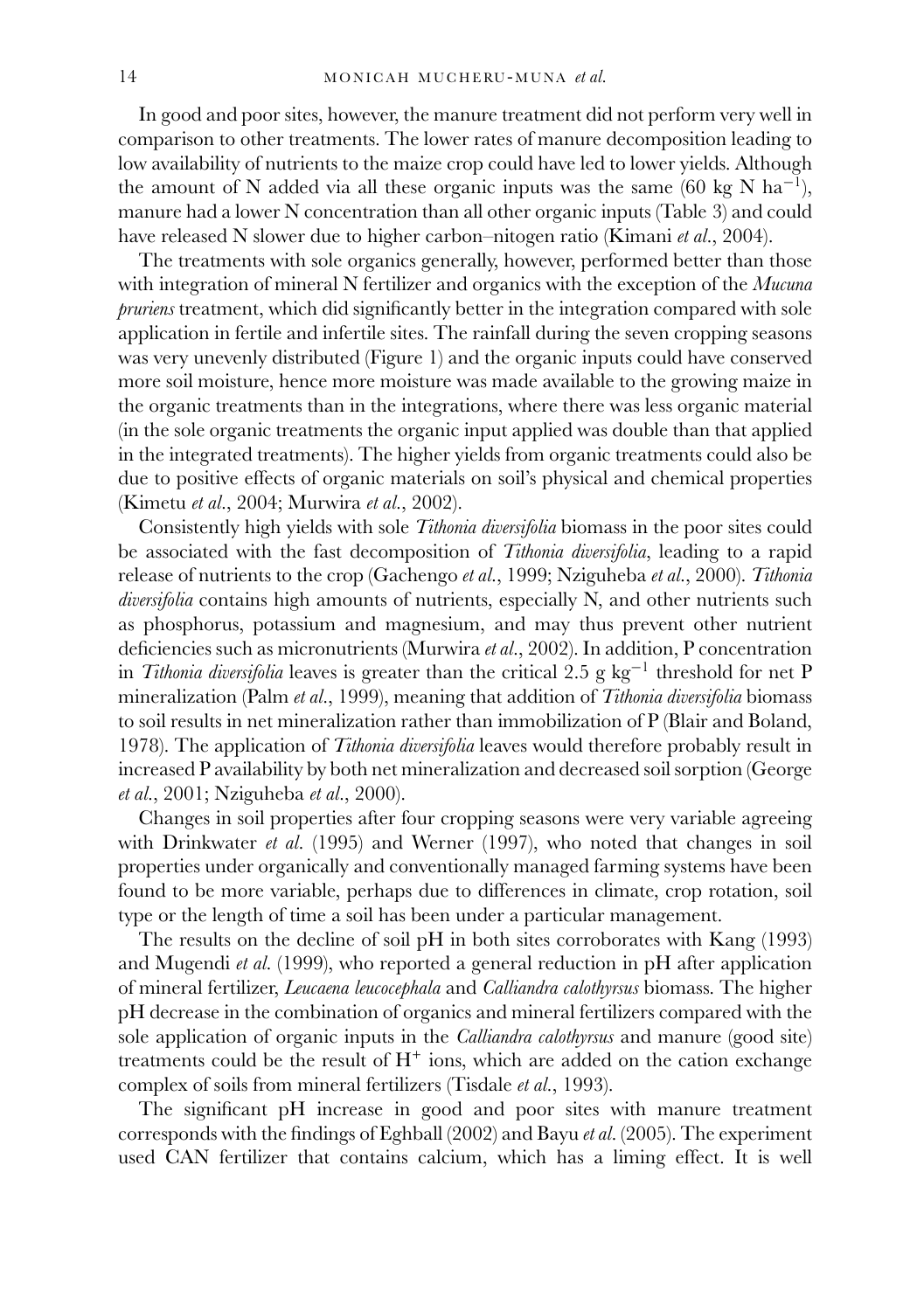In good and poor sites, however, the manure treatment did not perform very well in comparison to other treatments. The lower rates of manure decomposition leading to low availability of nutrients to the maize crop could have led to lower yields. Although the amount of N added via all these organic inputs was the same (60 kg N $ha^{-1}$), manure had a lower N concentration than all other organic inputs (Table 3) and could have released N slower due to higher carbon–nitogen ratio (Kimani *et al.*, 2004).

The treatments with sole organics generally, however, performed better than those with integration of mineral N fertilizer and organics with the exception of the *Mucuna pruriens* treatment, which did significantly better in the integration compared with sole application in fertile and infertile sites. The rainfall during the seven cropping seasons was very unevenly distributed (Figure 1) and the organic inputs could have conserved more soil moisture, hence more moisture was made available to the growing maize in the organic treatments than in the integrations, where there was less organic material (in the sole organic treatments the organic input applied was double than that applied in the integrated treatments). The higher yields from organic treatments could also be due to positive effects of organic materials on soil's physical and chemical properties (Kimetu *et al.*, 2004; Murwira *et al.*, 2002).

Consistently high yields with sole *Tithonia diversifolia* biomass in the poor sites could be associated with the fast decomposition of *Tithonia diversifolia*, leading to a rapid release of nutrients to the crop (Gachengo *et al.*, 1999; Nziguheba *et al.*, 2000). *Tithonia diversifolia* contains high amounts of nutrients, especially N, and other nutrients such as phosphorus, potassium and magnesium, and may thus prevent other nutrient deficiencies such as micronutrients (Murwira *et al.*, 2002). In addition, P concentration in *Tithonia diversifolia* leaves is greater than the critical 2.5 g $kg^{-1}$ threshold for net P mineralization (Palm *et al.*, 1999), meaning that addition of *Tithonia diversifolia* biomass to soil results in net mineralization rather than immobilization of P (Blair and Boland, 1978). The application of *Tithonia diversifolia* leaves would therefore probably result in increased P availability by both net mineralization and decreased soil sorption (George *et al.*, 2001; Nziguheba *et al.*, 2000).

Changes in soil properties after four cropping seasons were very variable agreeing with Drinkwater *et al.* (1995) and Werner (1997), who noted that changes in soil properties under organically and conventionally managed farming systems have been found to be more variable, perhaps due to differences in climate, crop rotation, soil type or the length of time a soil has been under a particular management.

The results on the decline of soil pH in both sites corroborates with Kang (1993) and Mugendi *et al.* (1999), who reported a general reduction in pH after application of mineral fertilizer, *Leucaena leucocephala* and *Calliandra calothyrsus* biomass. The higher pH decrease in the combination of organics and mineral fertilizers compared with the sole application of organic inputs in the *Calliandra calothyrsus* and manure (good site) treatments could be the result of $H^{+}$ ions, which are added on the cation exchange complex of soils from mineral fertilizers (Tisdale *et al.*, 1993).

The significant pH increase in good and poor sites with manure treatment corresponds with the findings of Eghball (2002) and Bayu *et al.* (2005). The experiment used CAN fertilizer that contains calcium, which has a liming effect. It is well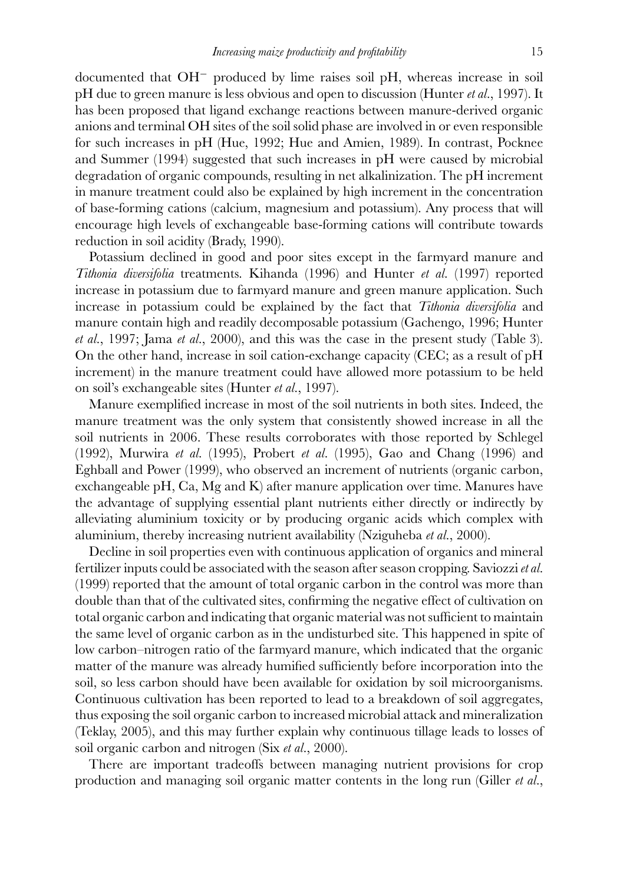documented that $OH^-$ produced by lime raises soil pH, whereas increase in soil pH due to green manure is less obvious and open to discussion (Hunter *et al.*, 1997). It has been proposed that ligand exchange reactions between manure-derived organic anions and terminal OH sites of the soil solid phase are involved in or even responsible for such increases in pH (Hue, 1992; Hue and Amien, 1989). In contrast, Pocknee and Summer (1994) suggested that such increases in pH were caused by microbial degradation of organic compounds, resulting in net alkalinization. The pH increment in manure treatment could also be explained by high increment in the concentration of base-forming cations (calcium, magnesium and potassium). Any process that will encourage high levels of exchangeable base-forming cations will contribute towards reduction in soil acidity (Brady, 1990).

Potassium declined in good and poor sites except in the farmyard manure and *Tithonia diversifolia* treatments. Kihanda (1996) and Hunter *et al.* (1997) reported increase in potassium due to farmyard manure and green manure application. Such increase in potassium could be explained by the fact that *Tithonia diversifolia* and manure contain high and readily decomposable potassium (Gachengo, 1996; Hunter *et al.*, 1997; Jama *et al.*, 2000), and this was the case in the present study (Table 3). On the other hand, increase in soil cation-exchange capacity (CEC; as a result of pH increment) in the manure treatment could have allowed more potassium to be held on soil's exchangeable sites (Hunter *et al.*, 1997).

Manure exemplified increase in most of the soil nutrients in both sites. Indeed, the manure treatment was the only system that consistently showed increase in all the soil nutrients in 2006. These results corroborates with those reported by Schlegel (1992), Murwira *et al.* (1995), Probert *et al.* (1995), Gao and Chang (1996) and Eghball and Power (1999), who observed an increment of nutrients (organic carbon, exchangeable pH, Ca, Mg and K) after manure application over time. Manures have the advantage of supplying essential plant nutrients either directly or indirectly by alleviating aluminium toxicity or by producing organic acids which complex with aluminium, thereby increasing nutrient availability (Nziguheba *et al.*, 2000).

Decline in soil properties even with continuous application of organics and mineral fertilizer inputs could be associated with the season after season cropping. Saviozzi *et al.* (1999) reported that the amount of total organic carbon in the control was more than double than that of the cultivated sites, confirming the negative effect of cultivation on total organic carbon and indicating that organic material was not sufficient to maintain the same level of organic carbon as in the undisturbed site. This happened in spite of low carbon–nitrogen ratio of the farmyard manure, which indicated that the organic matter of the manure was already humified sufficiently before incorporation into the soil, so less carbon should have been available for oxidation by soil microorganisms. Continuous cultivation has been reported to lead to a breakdown of soil aggregates, thus exposing the soil organic carbon to increased microbial attack and mineralization (Teklay, 2005), and this may further explain why continuous tillage leads to losses of soil organic carbon and nitrogen (Six *et al.*, 2000).

There are important tradeoffs between managing nutrient provisions for crop production and managing soil organic matter contents in the long run (Giller *et al.*,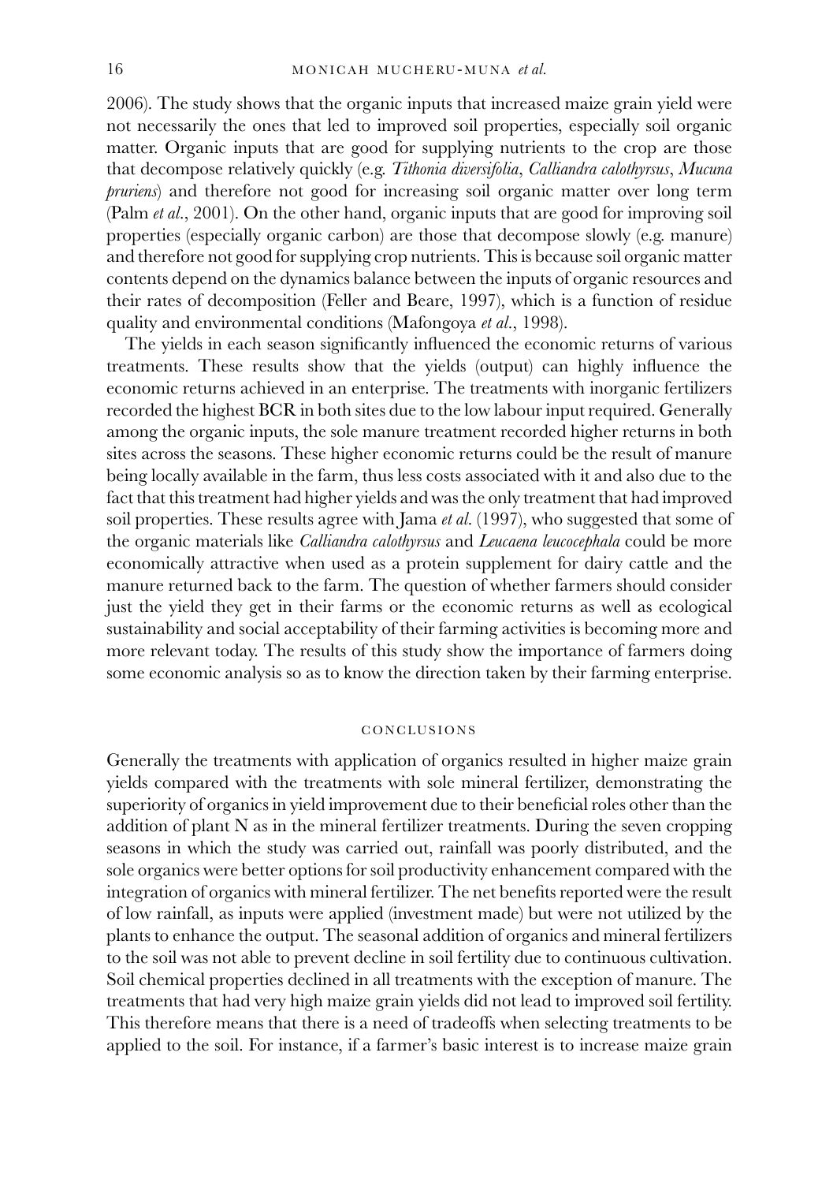2006). The study shows that the organic inputs that increased maize grain yield were not necessarily the ones that led to improved soil properties, especially soil organic matter. Organic inputs that are good for supplying nutrients to the crop are those that decompose relatively quickly (e.g. *Tithonia diversifolia*, *Calliandra calothyrsus*, *Mucuna pruriens*) and therefore not good for increasing soil organic matter over long term (Palm *et al.*, 2001). On the other hand, organic inputs that are good for improving soil properties (especially organic carbon) are those that decompose slowly (e.g. manure) and therefore not good for supplying crop nutrients. This is because soil organic matter contents depend on the dynamics balance between the inputs of organic resources and their rates of decomposition (Feller and Beare, 1997), which is a function of residue quality and environmental conditions (Mafongoya *et al.*, 1998).

The yields in each season significantly influenced the economic returns of various treatments. These results show that the yields (output) can highly influence the economic returns achieved in an enterprise. The treatments with inorganic fertilizers recorded the highest BCR in both sites due to the low labour input required. Generally among the organic inputs, the sole manure treatment recorded higher returns in both sites across the seasons. These higher economic returns could be the result of manure being locally available in the farm, thus less costs associated with it and also due to the fact that this treatment had higher yields and was the only treatment that had improved soil properties. These results agree with Jama *et al.* (1997), who suggested that some of the organic materials like *Calliandra calothyrsus* and *Leucaena leucocephala* could be more economically attractive when used as a protein supplement for dairy cattle and the manure returned back to the farm. The question of whether farmers should consider just the yield they get in their farms or the economic returns as well as ecological sustainability and social acceptability of their farming activities is becoming more and more relevant today. The results of this study show the importance of farmers doing some economic analysis so as to know the direction taken by their farming enterprise.

## CONCLUSIONS

Generally the treatments with application of organics resulted in higher maize grain yields compared with the treatments with sole mineral fertilizer, demonstrating the superiority of organics in yield improvement due to their beneficial roles other than the addition of plant N as in the mineral fertilizer treatments. During the seven cropping seasons in which the study was carried out, rainfall was poorly distributed, and the sole organics were better options for soil productivity enhancement compared with the integration of organics with mineral fertilizer. The net benefits reported were the result of low rainfall, as inputs were applied (investment made) but were not utilized by the plants to enhance the output. The seasonal addition of organics and mineral fertilizers to the soil was not able to prevent decline in soil fertility due to continuous cultivation. Soil chemical properties declined in all treatments with the exception of manure. The treatments that had very high maize grain yields did not lead to improved soil fertility. This therefore means that there is a need of tradeoffs when selecting treatments to be applied to the soil. For instance, if a farmer's basic interest is to increase maize grain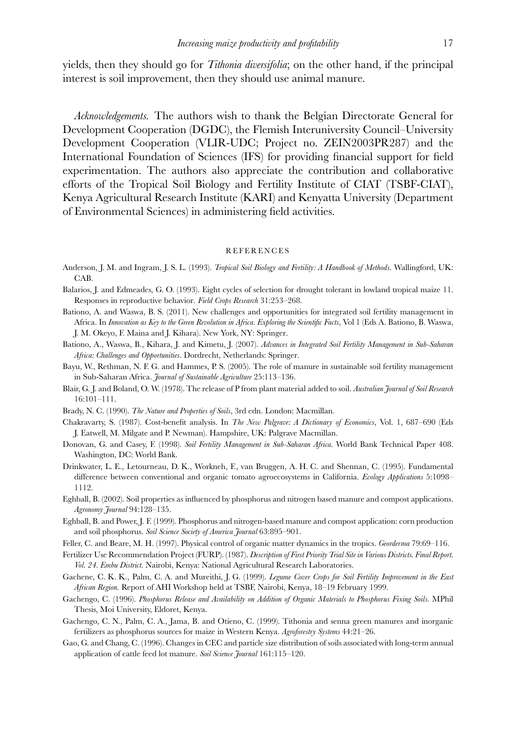yields, then they should go for *Tithonia diversifolia*; on the other hand, if the principal interest is soil improvement, then they should use animal manure.

*Acknowledgements.* The authors wish to thank the Belgian Directorate General for Development Cooperation (DGDC), the Flemish Interuniversity Council–University Development Cooperation (VLIR-UDC; Project no. ZEIN2003PR287) and the International Foundation of Sciences (IFS) for providing financial support for field experimentation. The authors also appreciate the contribution and collaborative efforts of the Tropical Soil Biology and Fertility Institute of CIAT (TSBF-CIAT), Kenya Agricultural Research Institute (KARI) and Kenyatta University (Department of Environmental Sciences) in administering field activities.

## REFERENCES

Anderson, J. M. and Ingram, J. S. L. (1993). *Tropical Soil Biology and Fertility: A Handbook of Methods*. Wallingford, UK: CAB.

Balarios, J. and Edmeades, G. O. (1993). Eight cycles of selection for drought tolerant in lowland tropical maize 11. Responses in reproductive behavior. *Field Crops Research* 31:253–268.

Bationo, A. and Waswa, B. S. (2011). New challenges and opportunities for integrated soil fertility management in Africa. In *Innovation as Key to the Green Revolution in Africa. Exploring the Scientific Facts*, Vol 1 (Eds A. Bationo, B. Waswa, J. M. Okeyo, F. Maina and J. Kihara). New York, NY: Springer.

Bationo, A., Waswa, B., Kihara, J. and Kimetu, J. (2007). *Advances in Integrated Soil Fertility Management in Sub-Saharan Africa: Challenges and Opportunities*. Dordrecht, Netherlands: Springer.

Bayu, W., Rethman, N. F. G. and Hammes, P. S. (2005). The role of manure in sustainable soil fertility management in Sub-Saharan Africa. *Journal of Sustainable Agriculture* 25:113–136.

Blair, G. J. and Boland, O. W. (1978). The release of P from plant material added to soil. *Australian Journal of Soil Research* 16:101–111.

Brady, N. C. (1990). *The Nature and Properties of Soils*, 3rd edn. London: Macmillan.

Chakravarty, S. (1987). Cost-benefit analysis. In *The New Palgrave: A Dictionary of Economics*, Vol. 1, 687–690 (Eds J. Eatwell, M. Milgate and P. Newman). Hampshire, UK: Palgrave Macmillan.

Donovan, G. and Casey, F. (1998). *Soil Fertility Management in Sub-Saharan Africa*. World Bank Technical Paper 408. Washington, DC: World Bank.

Drinkwater, L. E., Letourneau, D. K., Workneh, F., van Bruggen, A. H. C. and Shennan, C. (1995). Fundamental difference between conventional and organic tomato agroecosystems in California. *Ecology Applications* 5:1098–1112.

Eghball, B. (2002). Soil properties as influenced by phosphorus and nitrogen based manure and compost applications. *Agronomy Journal* 94:128–135.

Eghball, B. and Power, J. F. (1999). Phosphorus and nitrogen-based manure and compost application: corn production and soil phosphorus. *Soil Science Society of America Journal* 63:895–901.

Feller, C. and Beare, M. H. (1997). Physical control of organic matter dynamics in the tropics. *Georderma* 79:69–116.

Fertilizer Use Recommendation Project (FURP). (1987). *Description of First Priority Trial Site in Various Districts. Final Report. Vol. 24. Embu District*. Nairobi, Kenya: National Agricultural Research Laboratories.

Gachene, C. K. K., Palm, C. A. and Mureithi, J. G. (1999). *Legume Cover Crops for Soil Fertility Improvement in the East African Region*. Report of AHI Workshop held at TSBF, Nairobi, Kenya, 18–19 February 1999.

Gachengo, C. (1996). *Phosphorus Release and Availability on Addition of Organic Materials to Phosphorus Fixing Soils*. MPhil Thesis, Moi University, Eldoret, Kenya.

Gachengo, C. N., Palm, C. A., Jama, B. and Otieno, C. (1999). Tithonia and senna green manures and inorganic fertilizers as phosphorus sources for maize in Western Kenya. *Agroforestry Systems* 44:21–26.

Gao, G. and Chang, C. (1996). Changes in CEC and particle size distribution of soils associated with long-term annual application of cattle feed lot manure. *Soil Science Journal* 161:115–120.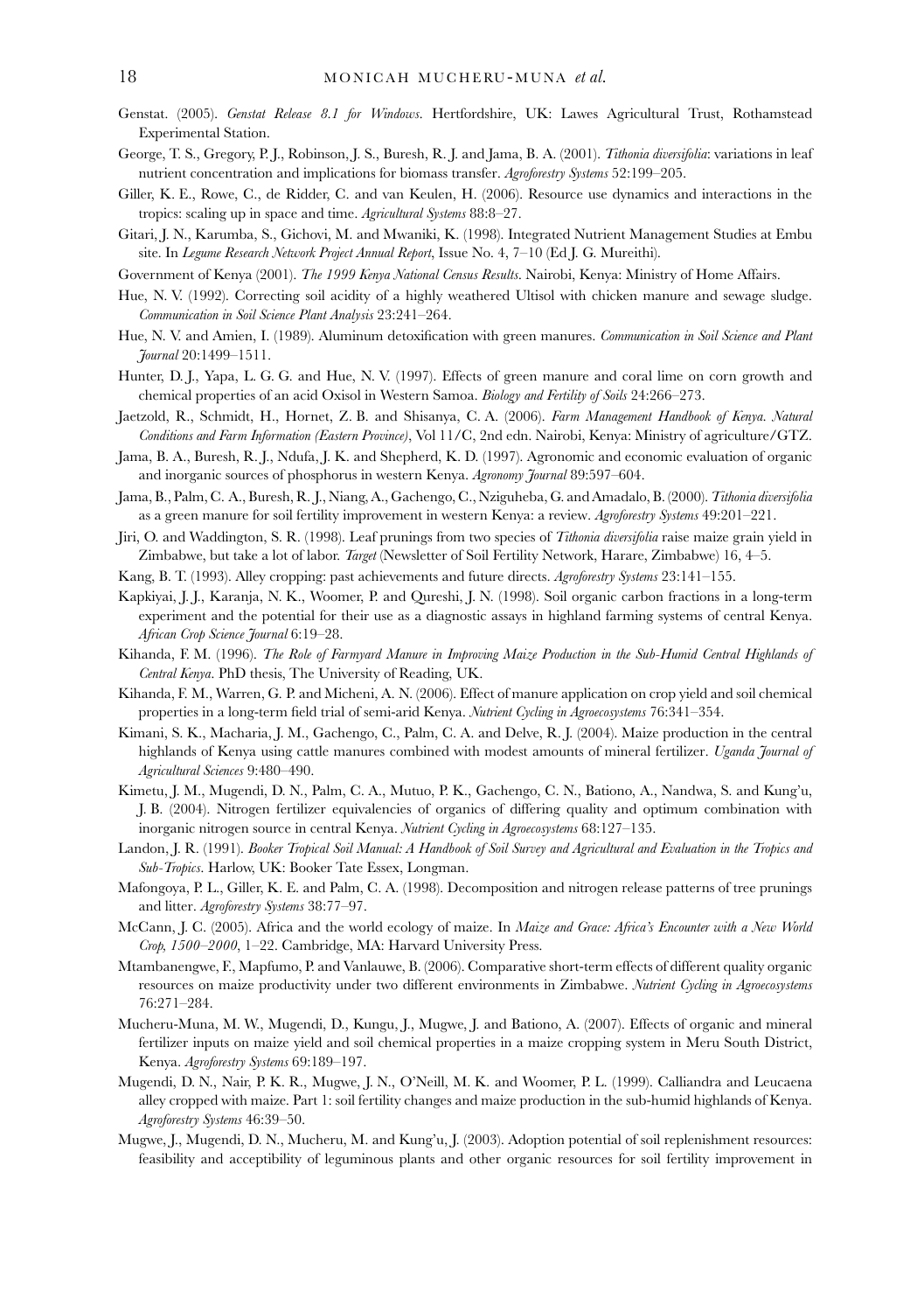Genstat. (2005). *Genstat Release 8.1 for Windows*. Hertfordshire, UK: Lawes Agricultural Trust, Rothamstead Experimental Station.

George, T. S., Gregory, P. J., Robinson, J. S., Buresh, R. J. and Jama, B. A. (2001). *Tithonia diversifolia*: variations in leaf nutrient concentration and implications for biomass transfer. *Agroforestry Systems* 52:199–205.

Giller, K. E., Rowe, C., de Ridder, C. and van Keulen, H. (2006). Resource use dynamics and interactions in the tropics: scaling up in space and time. *Agricultural Systems* 88:8–27.

Gitari, J. N., Karumba, S., Gichovi, M. and Mwaniki, K. (1998). Integrated Nutrient Management Studies at Embu site. In *Legume Research Network Project Annual Report*, Issue No. 4, 7–10 (Ed J. G. Mureithi).

Government of Kenya (2001). *The 1999 Kenya National Census Results*. Nairobi, Kenya: Ministry of Home Affairs.

Hue, N. V. (1992). Correcting soil acidity of a highly weathered Ultisol with chicken manure and sewage sludge. *Communication in Soil Science Plant Analysis* 23:241–264.

Hue, N. V. and Amien, I. (1989). Aluminum detoxification with green manures. *Communication in Soil Science and Plant Journal* 20:1499–1511.

Hunter, D. J., Yapa, L. G. G. and Hue, N. V. (1997). Effects of green manure and coral lime on corn growth and chemical properties of an acid Oxisol in Western Samoa. *Biology and Fertility of Soils* 24:266–273.

Jaetzold, R., Schmidt, H., Hornet, Z. B. and Shisanya, C. A. (2006). *Farm Management Handbook of Kenya. Natural Conditions and Farm Information (Eastern Province)*, Vol 11/C, 2nd edn. Nairobi, Kenya: Ministry of agriculture/GTZ.

Jama, B. A., Buresh, R. J., Ndufa, J. K. and Shepherd, K. D. (1997). Agronomic and economic evaluation of organic and inorganic sources of phosphorus in western Kenya. *Agronomy Journal* 89:597–604.

Jama, B., Palm, C. A., Buresh, R. J., Niang, A., Gachengo, C., Nziguheba, G. and Amadalo, B. (2000). *Tithonia diversifolia* as a green manure for soil fertility improvement in western Kenya: a review. *Agroforestry Systems* 49:201–221.

Jiri, O. and Waddington, S. R. (1998). Leaf prunings from two species of *Tithonia diversifolia* raise maize grain yield in Zimbabwe, but take a lot of labor. *Target* (Newsletter of Soil Fertility Network, Harare, Zimbabwe) 16, 4–5.

Kang, B. T. (1993). Alley cropping: past achievements and future directs. *Agroforestry Systems* 23:141–155.

Kapkiyai, J. J., Karanja, N. K., Woomer, P. and Qureshi, J. N. (1998). Soil organic carbon fractions in a long-term experiment and the potential for their use as a diagnostic assays in highland farming systems of central Kenya. *African Crop Science Journal* 6:19–28.

Kihanda, F. M. (1996). *The Role of Farmyard Manure in Improving Maize Production in the Sub-Humid Central Highlands of Central Kenya*. PhD thesis, The University of Reading, UK.

Kihanda, F. M., Warren, G. P. and Micheni, A. N. (2006). Effect of manure application on crop yield and soil chemical properties in a long-term field trial of semi-arid Kenya. *Nutrient Cycling in Agroecosystems* 76:341–354.

Kimani, S. K., Macharia, J. M., Gachengo, C., Palm, C. A. and Delve, R. J. (2004). Maize production in the central highlands of Kenya using cattle manures combined with modest amounts of mineral fertilizer. *Uganda Journal of Agricultural Sciences* 9:480–490.

Kimetu, J. M., Mugendi, D. N., Palm, C. A., Mutuo, P. K., Gachengo, C. N., Bationo, A., Nandwa, S. and Kung'u, J. B. (2004). Nitrogen fertilizer equivalencies of organics of differing quality and optimum combination with inorganic nitrogen source in central Kenya. *Nutrient Cycling in Agroecosystems* 68:127–135.

Landon, J. R. (1991). *Booker Tropical Soil Manual: A Handbook of Soil Survey and Agricultural and Evaluation in the Tropics and Sub-Tropics*. Harlow, UK: Booker Tate Essex, Longman.

Mafongoya, P. L., Giller, K. E. and Palm, C. A. (1998). Decomposition and nitrogen release patterns of tree prunings and litter. *Agroforestry Systems* 38:77–97.

McCann, J. C. (2005). Africa and the world ecology of maize. In *Maize and Grace: Africa's Encounter with a New World Crop, 1500–2000*, 1–22. Cambridge, MA: Harvard University Press.

Mtambanengwe, F., Mapfumo, P. and Vanlauwe, B. (2006). Comparative short-term effects of different quality organic resources on maize productivity under two different environments in Zimbabwe. *Nutrient Cycling in Agroecosystems* 76:271–284.

Mucheru-Muna, M. W., Mugendi, D., Kungu, J., Mugwe, J. and Bationo, A. (2007). Effects of organic and mineral fertilizer inputs on maize yield and soil chemical properties in a maize cropping system in Meru South District, Kenya. *Agroforestry Systems* 69:189–197.

Mugendi, D. N., Nair, P. K. R., Mugwe, J. N., O'Neill, M. K. and Woomer, P. L. (1999). Calliandra and Leucaena alley cropped with maize. Part 1: soil fertility changes and maize production in the sub-humid highlands of Kenya. *Agroforestry Systems* 46:39–50.

Mugwe, J., Mugendi, D. N., Mucheru, M. and Kung'u, J. (2003). Adoption potential of soil replenishment resources: feasibility and acceptibility of leguminous plants and other organic resources for soil fertility improvement in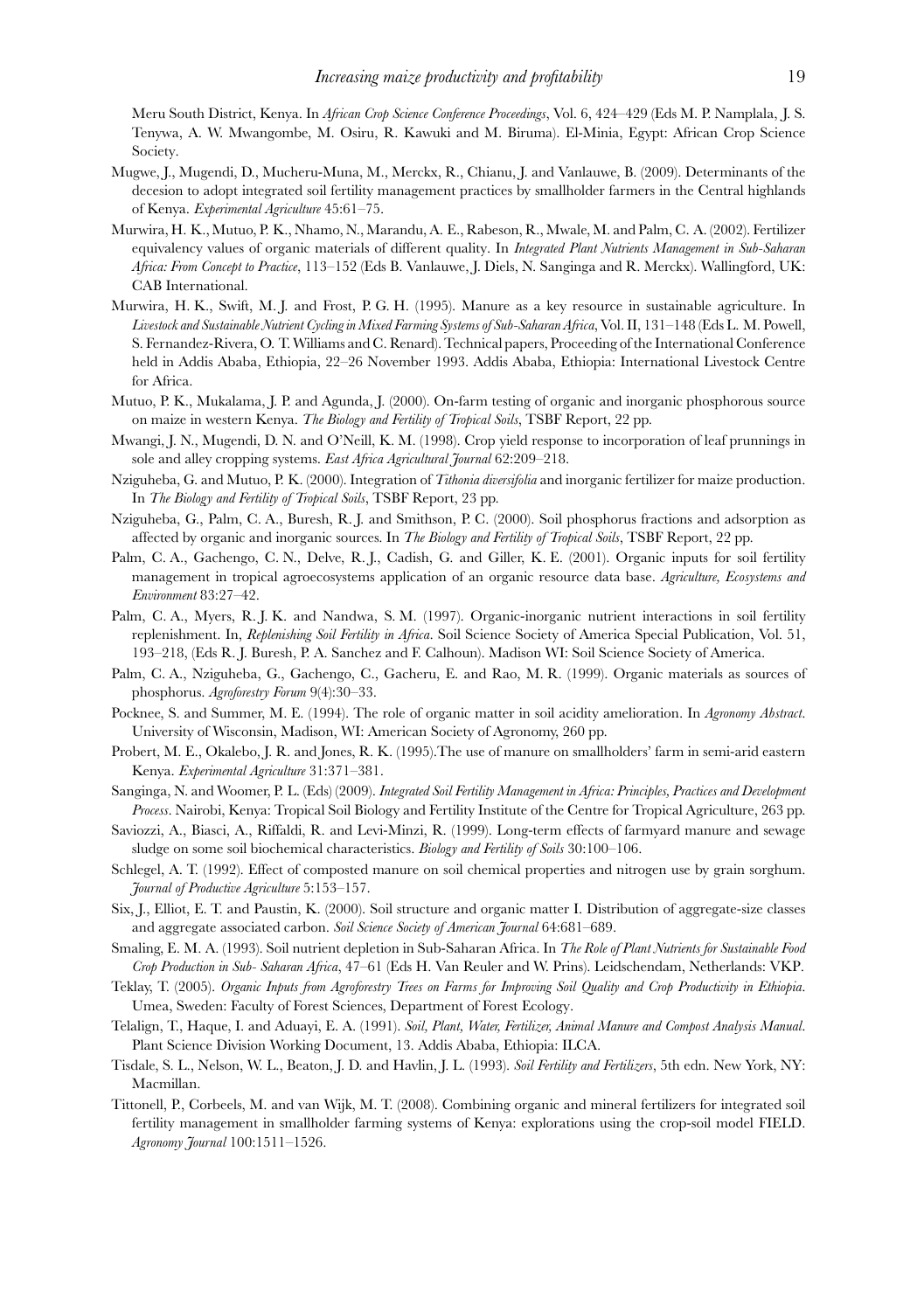Meru South District, Kenya. In *African Crop Science Conference Proceedings*, Vol. 6, 424–429 (Eds M. P. Namplala, J. S. Tenywa, A. W. Mwangombe, M. Osiru, R. Kawuki and M. Biruma). El-Minia, Egypt: African Crop Science Society.

Mugwe, J., Mugendi, D., Mucheru-Muna, M., Merckx, R., Chianu, J. and Vanlauwe, B. (2009). Determinants of the decesion to adopt integrated soil fertility management practices by smallholder farmers in the Central highlands of Kenya. *Experimental Agriculture* 45:61–75.

Murwira, H. K., Mutuo, P. K., Nhamo, N., Marandu, A. E., Rabeson, R., Mwale, M. and Palm, C. A. (2002). Fertilizer equivalency values of organic materials of different quality. In *Integrated Plant Nutrients Management in Sub-Saharan Africa: From Concept to Practice*, 113–152 (Eds B. Vanlauwe, J. Diels, N. Sanginga and R. Merckx). Wallingford, UK: CAB International.

Murwira, H. K., Swift, M. J. and Frost, P. G. H. (1995). Manure as a key resource in sustainable agriculture. In *Livestock and Sustainable Nutrient Cycling in Mixed Farming Systems of Sub-Saharan Africa*, Vol. II, 131–148 (Eds L. M. Powell, S. Fernandez-Rivera, O. T. Williams and C. Renard). Technical papers, Proceeding of the International Conference held in Addis Ababa, Ethiopia, 22–26 November 1993. Addis Ababa, Ethiopia: International Livestock Centre for Africa.

Mutuo, P. K., Mukalama, J. P. and Agunda, J. (2000). On-farm testing of organic and inorganic phosphorous source on maize in western Kenya. *The Biology and Fertility of Tropical Soils*, TSBF Report, 22 pp.

Mwangi, J. N., Mugendi, D. N. and O'Neill, K. M. (1998). Crop yield response to incorporation of leaf prunnings in sole and alley cropping systems. *East Africa Agricultural Journal* 62:209–218.

Nziguheba, G. and Mutuo, P. K. (2000). Integration of *Tithonia diversifolia* and inorganic fertilizer for maize production. In *The Biology and Fertility of Tropical Soils*, TSBF Report, 23 pp.

Nziguheba, G., Palm, C. A., Buresh, R. J. and Smithson, P. C. (2000). Soil phosphorus fractions and adsorption as affected by organic and inorganic sources. In *The Biology and Fertility of Tropical Soils*, TSBF Report, 22 pp.

Palm, C. A., Gachengo, C. N., Delve, R. J., Cadish, G. and Giller, K. E. (2001). Organic inputs for soil fertility management in tropical agroecosystems application of an organic resource data base. *Agriculture, Ecosystems and Environment* 83:27–42.

Palm, C. A., Myers, R. J. K. and Nandwa, S. M. (1997). Organic-inorganic nutrient interactions in soil fertility replenishment. In, *Replenishing Soil Fertility in Africa*. Soil Science Society of America Special Publication, Vol. 51, 193–218, (Eds R. J. Buresh, P. A. Sanchez and F. Calhoun). Madison WI: Soil Science Society of America.

Palm, C. A., Nziguheba, G., Gachengo, C., Gacheru, E. and Rao, M. R. (1999). Organic materials as sources of phosphorus. *Agroforestry Forum* 9(4):30–33.

Pocknee, S. and Summer, M. E. (1994). The role of organic matter in soil acidity amelioration. In *Agronomy Abstract*. University of Wisconsin, Madison, WI: American Society of Agronomy, 260 pp.

Probert, M. E., Okalebo, J. R. and Jones, R. K. (1995).The use of manure on smallholders' farm in semi-arid eastern Kenya. *Experimental Agriculture* 31:371–381.

Sanginga, N. and Woomer, P. L. (Eds) (2009). *Integrated Soil Fertility Management in Africa: Principles, Practices and Development Process*. Nairobi, Kenya: Tropical Soil Biology and Fertility Institute of the Centre for Tropical Agriculture, 263 pp.

Saviozzi, A., Biasci, A., Riffaldi, R. and Levi-Minzi, R. (1999). Long-term effects of farmyard manure and sewage sludge on some soil biochemical characteristics. *Biology and Fertility of Soils* 30:100–106.

Schlegel, A. T. (1992). Effect of composted manure on soil chemical properties and nitrogen use by grain sorghum. *Journal of Productive Agriculture* 5:153–157.

Six, J., Elliot, E. T. and Paustin, K. (2000). Soil structure and organic matter I. Distribution of aggregate-size classes and aggregate associated carbon. *Soil Science Society of American Journal* 64:681–689.

Smaling, E. M. A. (1993). Soil nutrient depletion in Sub-Saharan Africa. In *The Role of Plant Nutrients for Sustainable Food Crop Production in Sub- Saharan Africa*, 47–61 (Eds H. Van Reuler and W. Prins). Leidschendam, Netherlands: VKP.

Teklay, T. (2005). *Organic Inputs from Agroforestry Trees on Farms for Improving Soil Quality and Crop Productivity in Ethiopia*. Umea, Sweden: Faculty of Forest Sciences, Department of Forest Ecology.

Telalign, T., Haque, I. and Aduayi, E. A. (1991). *Soil, Plant, Water, Fertilizer, Animal Manure and Compost Analysis Manual*. Plant Science Division Working Document, 13. Addis Ababa, Ethiopia: ILCA.

Tisdale, S. L., Nelson, W. L., Beaton, J. D. and Havlin, J. L. (1993). *Soil Fertility and Fertilizers*, 5th edn. New York, NY: Macmillan.

Tittonell, P., Corbeels, M. and van Wijk, M. T. (2008). Combining organic and mineral fertilizers for integrated soil fertility management in smallholder farming systems of Kenya: explorations using the crop-soil model FIELD. *Agronomy Journal* 100:1511–1526.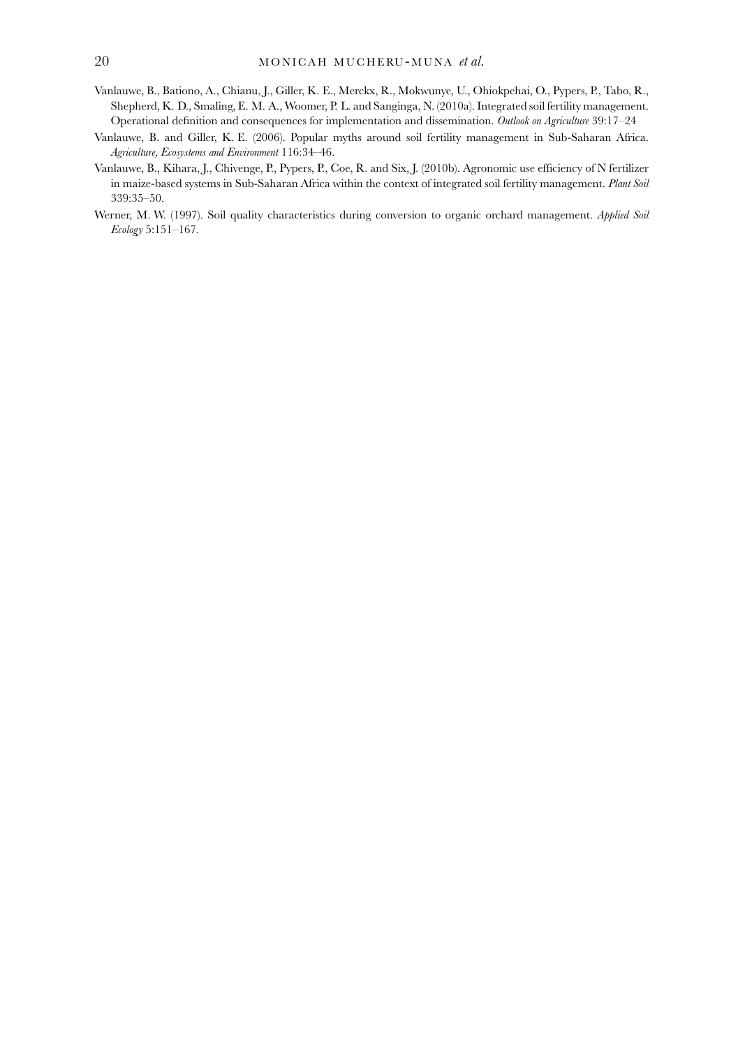Vanlauwe, B., Bationo, A., Chianu, J., Giller, K. E., Merckx, R., Mokwunye, U., Ohiokpehai, O., Pypers, P., Tabo, R., Shepherd, K. D., Smaling, E. M. A., Woomer, P. L. and Sanginga, N. (2010a). Integrated soil fertility management. Operational definition and consequences for implementation and dissemination. *Outlook on Agriculture* 39:17–24

Vanlauwe, B. and Giller, K. E. (2006). Popular myths around soil fertility management in Sub-Saharan Africa. *Agriculture, Ecosystems and Environment* 116:34–46.

Vanlauwe, B., Kihara, J., Chivenge, P., Pypers, P., Coe, R. and Six, J. (2010b). Agronomic use efficiency of N fertilizer in maize-based systems in Sub-Saharan Africa within the context of integrated soil fertility management. *Plant Soil* 339:35–50.

Werner, M. W. (1997). Soil quality characteristics during conversion to organic orchard management. *Applied Soil Ecology* 5:151–167.